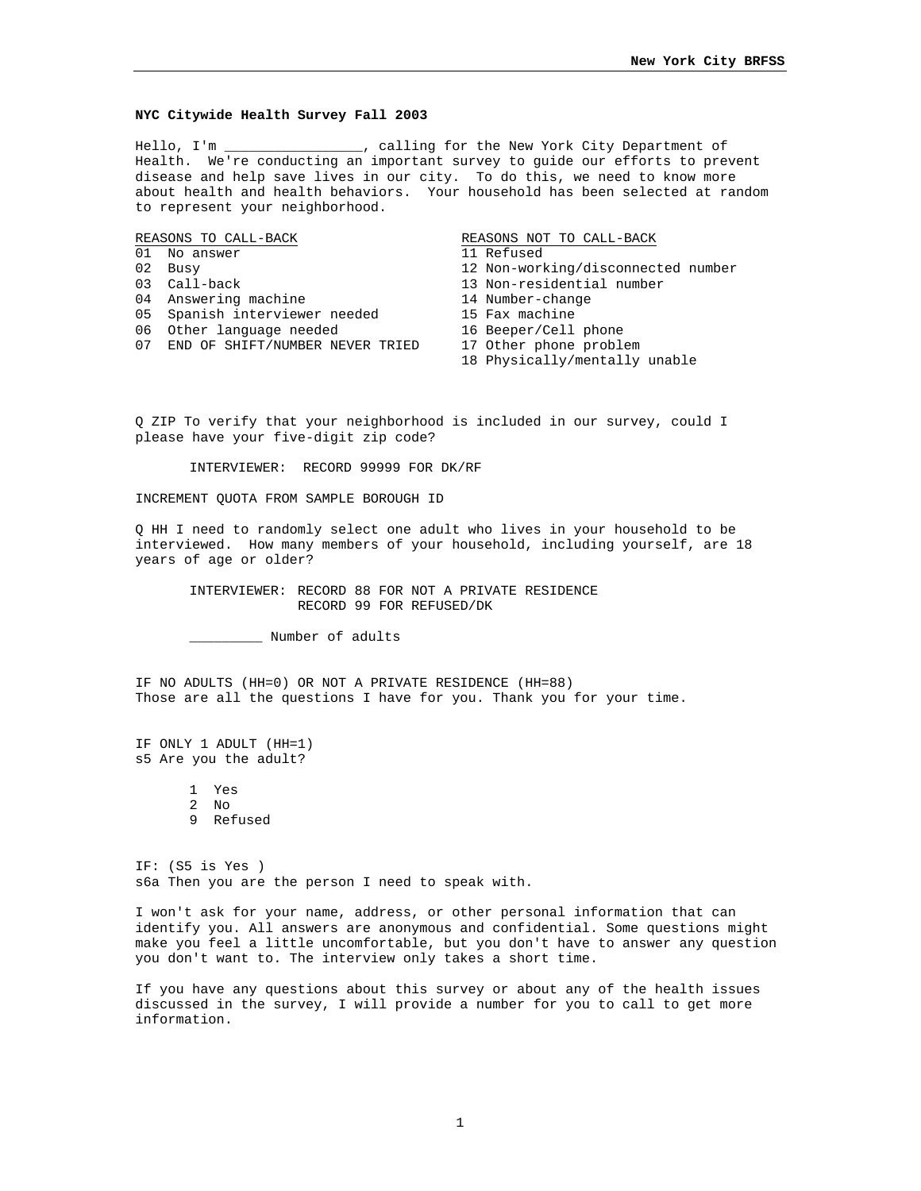**NYC Citywide Health Survey Fall 2003**

Hello, I'm _________________, calling for the New York City Department of Health. We're conducting an important survey to guide our efforts to prevent disease and help save lives in our city. To do this, we need to know more about health and health behaviors. Your household has been selected at random to represent your neighborhood.

| REASONS TO CALL-BACK | REASONS NOT TO CALL-BACK |
|---|---|
| 01 No answer | 11 Refused |
| 02 Busy | 12 Non-working/disconnected number |
| 03 Call-back | 13 Non-residential number |
| 04 Answering machine | 14 Number-change |
| 05 Spanish interviewer needed | 15 Fax machine |
| 06 Other language needed | 16 Beeper/Cell phone |
| 07 END OF SHIFT/NUMBER NEVER TRIED | 17 Other phone problem |
| | 18 Physically/mentally unable |

Q ZIP To verify that your neighborhood is included in our survey, could I please have your five-digit zip code?

INTERVIEWER: RECORD 99999 FOR DK/RF

INCREMENT QUOTA FROM SAMPLE BOROUGH ID

Q HH I need to randomly select one adult who lives in your household to be interviewed. How many members of your household, including yourself, are 18 years of age or older?

INTERVIEWER: RECORD 88 FOR NOT A PRIVATE RESIDENCE
RECORD 99 FOR REFUSED/DK

_________ Number of adults

IF NO ADULTS (HH=0) OR NOT A PRIVATE RESIDENCE (HH=88)
Those are all the questions I have for you. Thank you for your time.

IF ONLY 1 ADULT (HH=1)
s5 Are you the adult?

1 Yes
2 No
9 Refused

IF: (S5 is Yes )
s6a Then you are the person I need to speak with.

I won't ask for your name, address, or other personal information that can identify you. All answers are anonymous and confidential. Some questions might make you feel a little uncomfortable, but you don't have to answer any question you don't want to. The interview only takes a short time.

If you have any questions about this survey or about any of the health issues discussed in the survey, I will provide a number for you to call to get more information.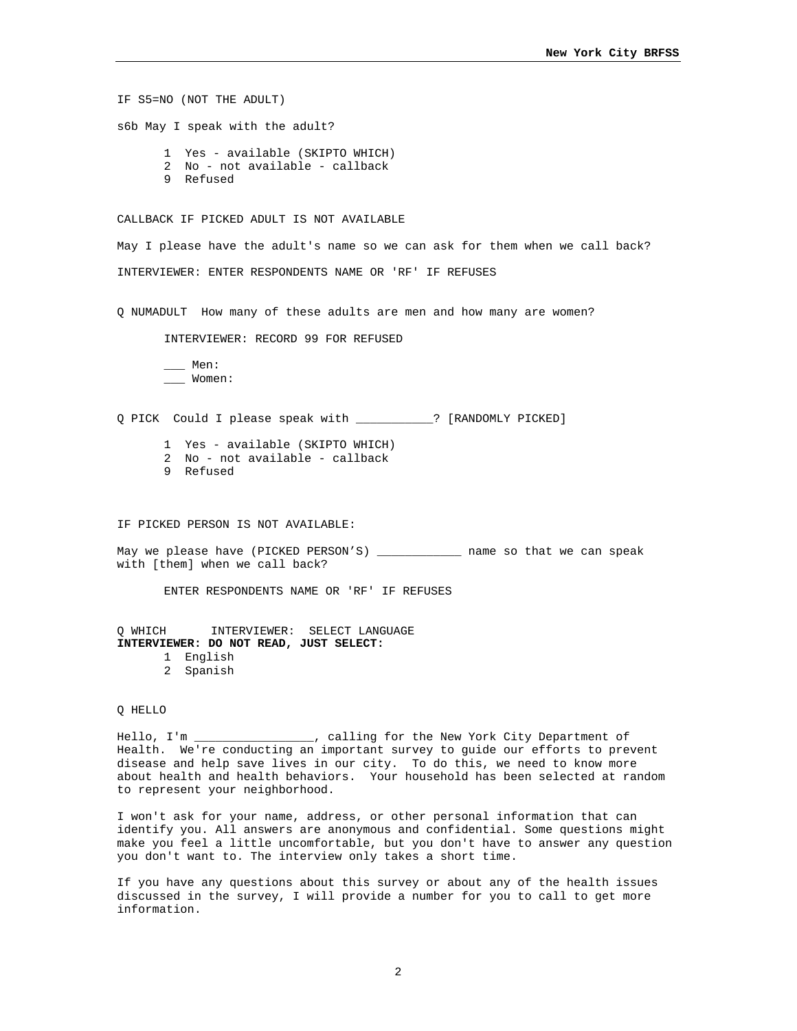IF S5=NO (NOT THE ADULT)

s6b May I speak with the adult?

1 Yes - available (SKIPTO WHICH)
2 No - not available - callback
9 Refused

CALLBACK IF PICKED ADULT IS NOT AVAILABLE

May I please have the adult's name so we can ask for them when we call back?

INTERVIEWER: ENTER RESPONDENTS NAME OR 'RF' IF REFUSES

Q NUMADULT How many of these adults are men and how many are women?

INTERVIEWER: RECORD 99 FOR REFUSED

___ Men:
___ Women:

Q PICK Could I please speak with ___________? [RANDOMLY PICKED]

1 Yes - available (SKIPTO WHICH)
2 No - not available - callback
9 Refused

IF PICKED PERSON IS NOT AVAILABLE:

May we please have (PICKED PERSON'S) ____________ name so that we can speak with [them] when we call back?

ENTER RESPONDENTS NAME OR 'RF' IF REFUSES

Q WHICH INTERVIEWER: SELECT LANGUAGE
**INTERVIEWER: DO NOT READ, JUST SELECT:**

1 English
2 Spanish

Q HELLO

Hello, I'm _________________, calling for the New York City Department of Health. We're conducting an important survey to guide our efforts to prevent disease and help save lives in our city. To do this, we need to know more about health and health behaviors. Your household has been selected at random to represent your neighborhood.

I won't ask for your name, address, or other personal information that can identify you. All answers are anonymous and confidential. Some questions might make you feel a little uncomfortable, but you don't have to answer any question you don't want to. The interview only takes a short time.

If you have any questions about this survey or about any of the health issues discussed in the survey, I will provide a number for you to call to get more information.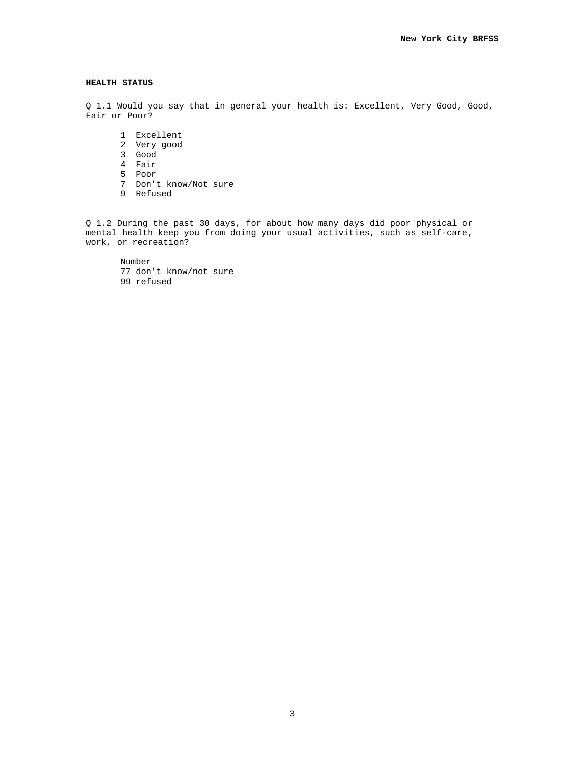## HEALTH STATUS

Q 1.1 Would you say that in general your health is: Excellent, Very Good, Good, Fair or Poor?

1 Excellent
2 Very good
3 Good
4 Fair
5 Poor
7 Don't know/Not sure
9 Refused

Q 1.2 During the past 30 days, for about how many days did poor physical or mental health keep you from doing your usual activities, such as self-care, work, or recreation?

Number ___
77 don't know/not sure
99 refused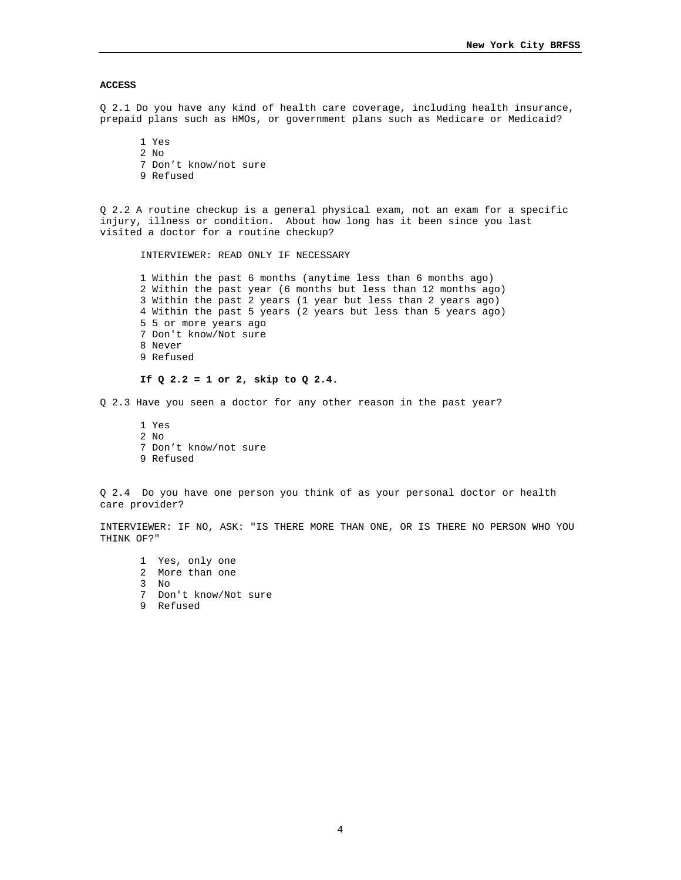**ACCESS**

Q 2.1 Do you have any kind of health care coverage, including health insurance, prepaid plans such as HMOs, or government plans such as Medicare or Medicaid?

1 Yes
2 No
7 Don't know/not sure
9 Refused

Q 2.2 A routine checkup is a general physical exam, not an exam for a specific injury, illness or condition. About how long has it been since you last visited a doctor for a routine checkup?

INTERVIEWER: READ ONLY IF NECESSARY

1 Within the past 6 months (anytime less than 6 months ago)
2 Within the past year (6 months but less than 12 months ago)
3 Within the past 2 years (1 year but less than 2 years ago)
4 Within the past 5 years (2 years but less than 5 years ago)
5 5 or more years ago
7 Don't know/Not sure
8 Never
9 Refused

**If Q 2.2 = 1 or 2, skip to Q 2.4.**

Q 2.3 Have you seen a doctor for any other reason in the past year?

1 Yes
2 No
7 Don't know/not sure
9 Refused

Q 2.4 Do you have one person you think of as your personal doctor or health care provider?

INTERVIEWER: IF NO, ASK: "IS THERE MORE THAN ONE, OR IS THERE NO PERSON WHO YOU THINK OF?"

1 Yes, only one
2 More than one
3 No
7 Don't know/Not sure
9 Refused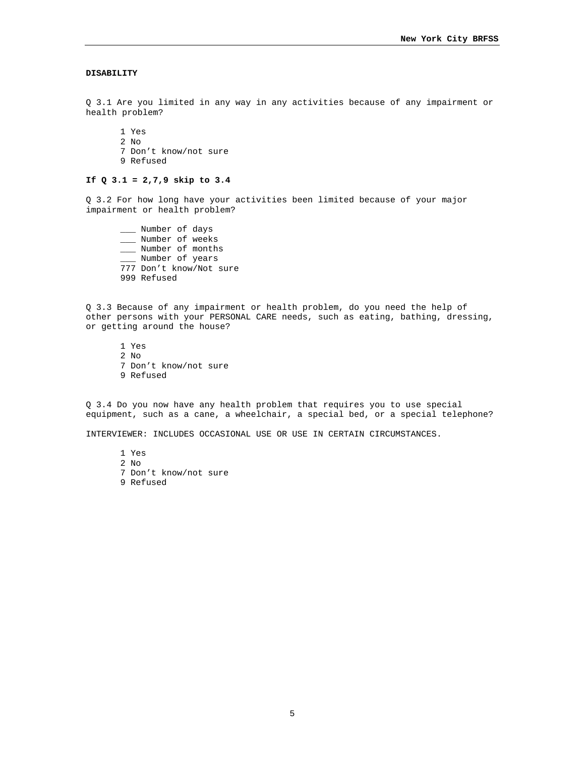**DISABILITY**

Q 3.1 Are you limited in any way in any activities because of any impairment or health problem?

- 1 Yes
- 2 No
- 7 Don’t know/not sure
- 9 Refused

**If Q 3.1 = 2,7,9 skip to 3.4**

Q 3.2 For how long have your activities been limited because of your major impairment or health problem?

- ___ Number of days
- ___ Number of weeks
- ___ Number of months
- ___ Number of years
- 777 Don’t know/Not sure
- 999 Refused

Q 3.3 Because of any impairment or health problem, do you need the help of other persons with your PERSONAL CARE needs, such as eating, bathing, dressing, or getting around the house?

- 1 Yes
- 2 No
- 7 Don’t know/not sure
- 9 Refused

Q 3.4 Do you now have any health problem that requires you to use special equipment, such as a cane, a wheelchair, a special bed, or a special telephone?

INTERVIEWER: INCLUDES OCCASIONAL USE OR USE IN CERTAIN CIRCUMSTANCES.

- 1 Yes
- 2 No
- 7 Don’t know/not sure
- 9 Refused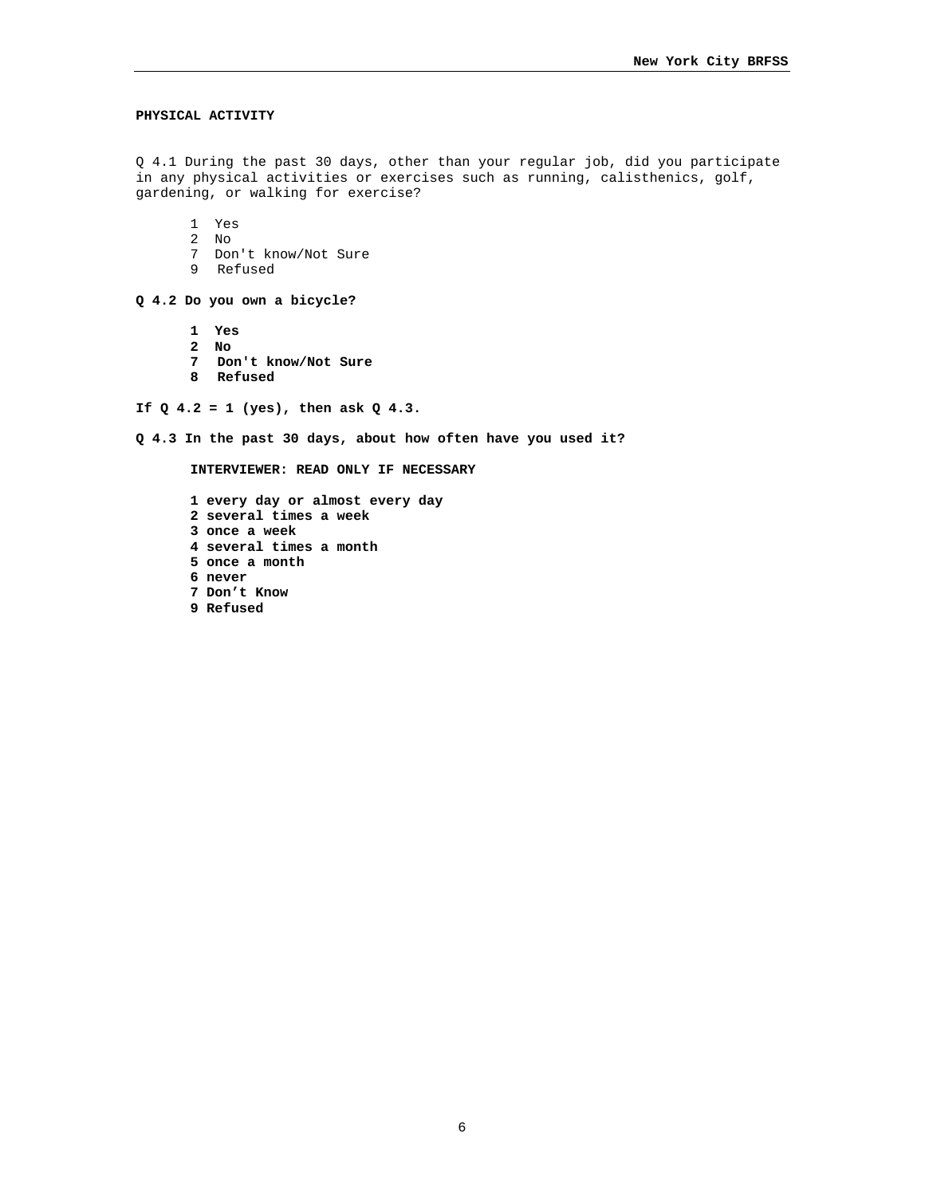**PHYSICAL ACTIVITY**

Q 4.1 During the past 30 days, other than your regular job, did you participate in any physical activities or exercises such as running, calisthenics, golf, gardening, or walking for exercise?

1 Yes
2 No
7 Don't know/Not Sure
9 Refused

**Q 4.2 Do you own a bicycle?**

**1 Yes**
**2 No**
**7 Don't know/Not Sure**
**8 Refused**

**If Q 4.2 = 1 (yes), then ask Q 4.3.**

**Q 4.3 In the past 30 days, about how often have you used it?**

**INTERVIEWER: READ ONLY IF NECESSARY**

**1 every day or almost every day**
**2 several times a week**
**3 once a week**
**4 several times a month**
**5 once a month**
**6 never**
**7 Don't Know**
**9 Refused**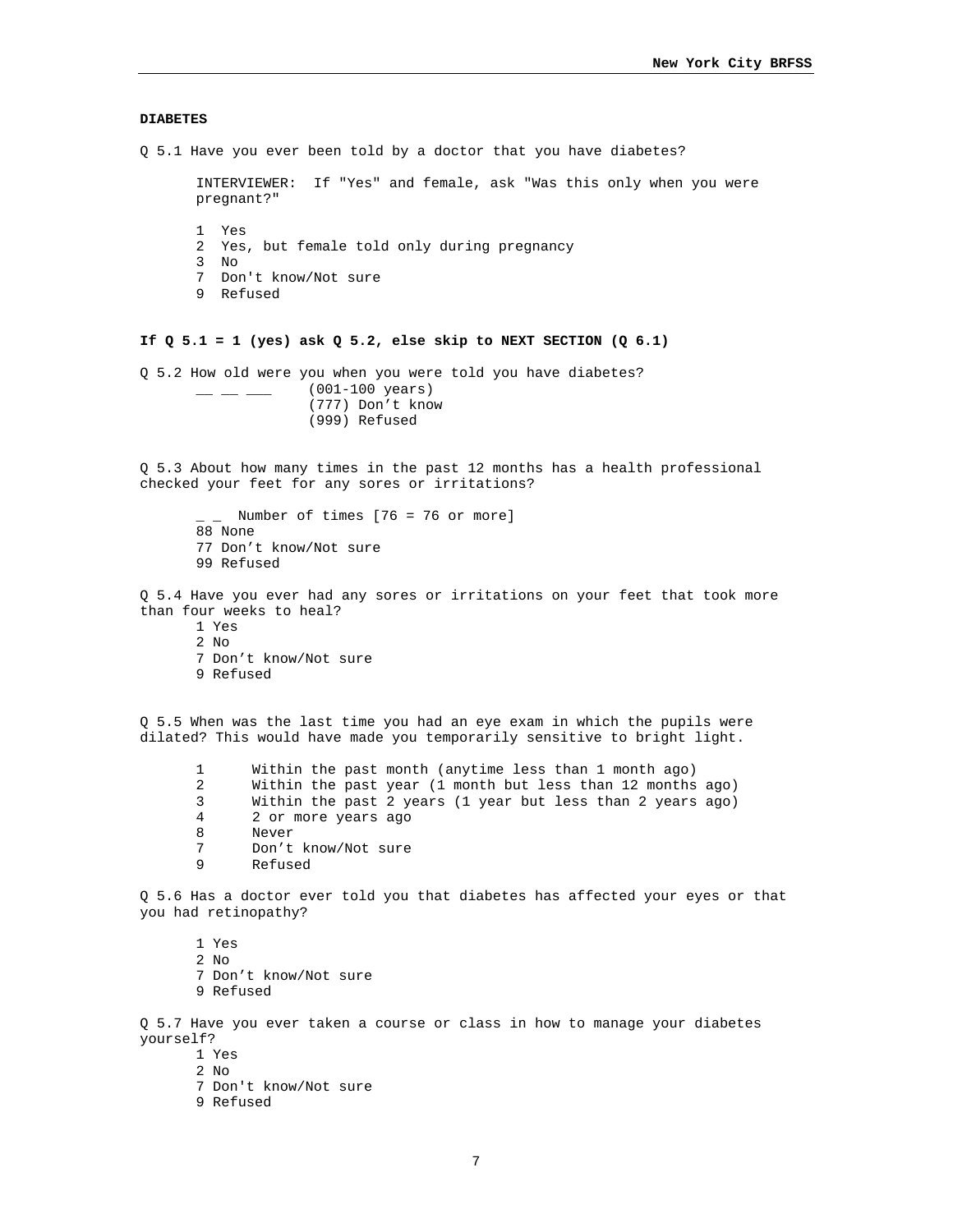**DIABETES**

Q 5.1 Have you ever been told by a doctor that you have diabetes?

INTERVIEWER: If "Yes" and female, ask "Was this only when you were pregnant?"

1 Yes
2 Yes, but female told only during pregnancy
3 No
7 Don't know/Not sure
9 Refused

**If Q 5.1 = 1 (yes) ask Q 5.2, else skip to NEXT SECTION (Q 6.1)**

Q 5.2 How old were you when you were told you have diabetes?

__ __ ___ (001-100 years)
(777) Don't know
(999) Refused

Q 5.3 About how many times in the past 12 months has a health professional checked your feet for any sores or irritations?

_ _ Number of times [76 = 76 or more]
88 None
77 Don't know/Not sure
99 Refused

Q 5.4 Have you ever had any sores or irritations on your feet that took more than four weeks to heal?

1 Yes
2 No
7 Don't know/Not sure
9 Refused

Q 5.5 When was the last time you had an eye exam in which the pupils were dilated? This would have made you temporarily sensitive to bright light.

1 Within the past month (anytime less than 1 month ago)
2 Within the past year (1 month but less than 12 months ago)
3 Within the past 2 years (1 year but less than 2 years ago)
4 2 or more years ago
8 Never
7 Don't know/Not sure
9 Refused

Q 5.6 Has a doctor ever told you that diabetes has affected your eyes or that you had retinopathy?

1 Yes
2 No
7 Don't know/Not sure
9 Refused

Q 5.7 Have you ever taken a course or class in how to manage your diabetes yourself?

1 Yes
2 No
7 Don't know/Not sure
9 Refused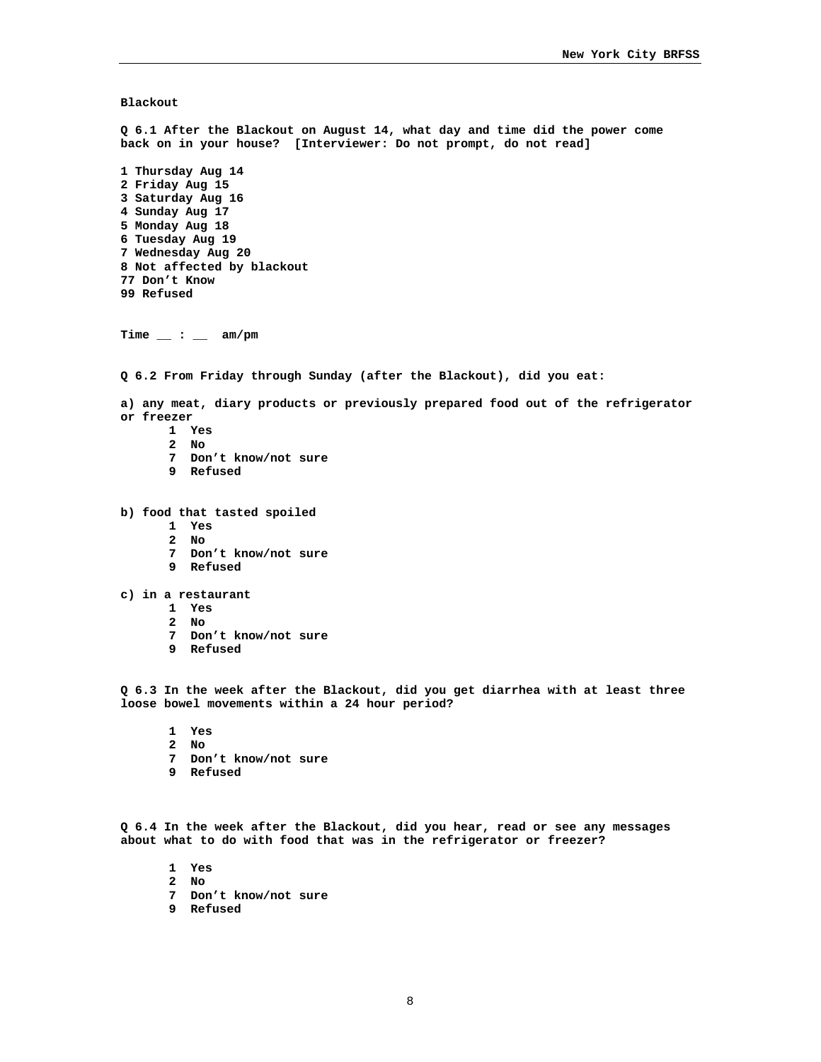**Blackout**

**Q 6.1 After the Blackout on August 14, what day and time did the power come back on in your house? [Interviewer: Do not prompt, do not read]**

1 Thursday Aug 14
2 Friday Aug 15
3 Saturday Aug 16
4 Sunday Aug 17
5 Monday Aug 18
6 Tuesday Aug 19
7 Wednesday Aug 20
8 Not affected by blackout
77 Don't Know
99 Refused

Time __ : __ am/pm

**Q 6.2 From Friday through Sunday (after the Blackout), did you eat:**

a) any meat, diary products or previously prepared food out of the refrigerator or freezer

- 1 Yes
- 2 No
- 7 Don't know/not sure
- 9 Refused

b) food that tasted spoiled

- 1 Yes
- 2 No
- 7 Don't know/not sure
- 9 Refused

c) in a restaurant

- 1 Yes
- 2 No
- 7 Don't know/not sure
- 9 Refused

**Q 6.3 In the week after the Blackout, did you get diarrhea with at least three loose bowel movements within a 24 hour period?**

- 1 Yes
- 2 No
- 7 Don't know/not sure
- 9 Refused

**Q 6.4 In the week after the Blackout, did you hear, read or see any messages about what to do with food that was in the refrigerator or freezer?**

- 1 Yes
- 2 No
- 7 Don't know/not sure
- 9 Refused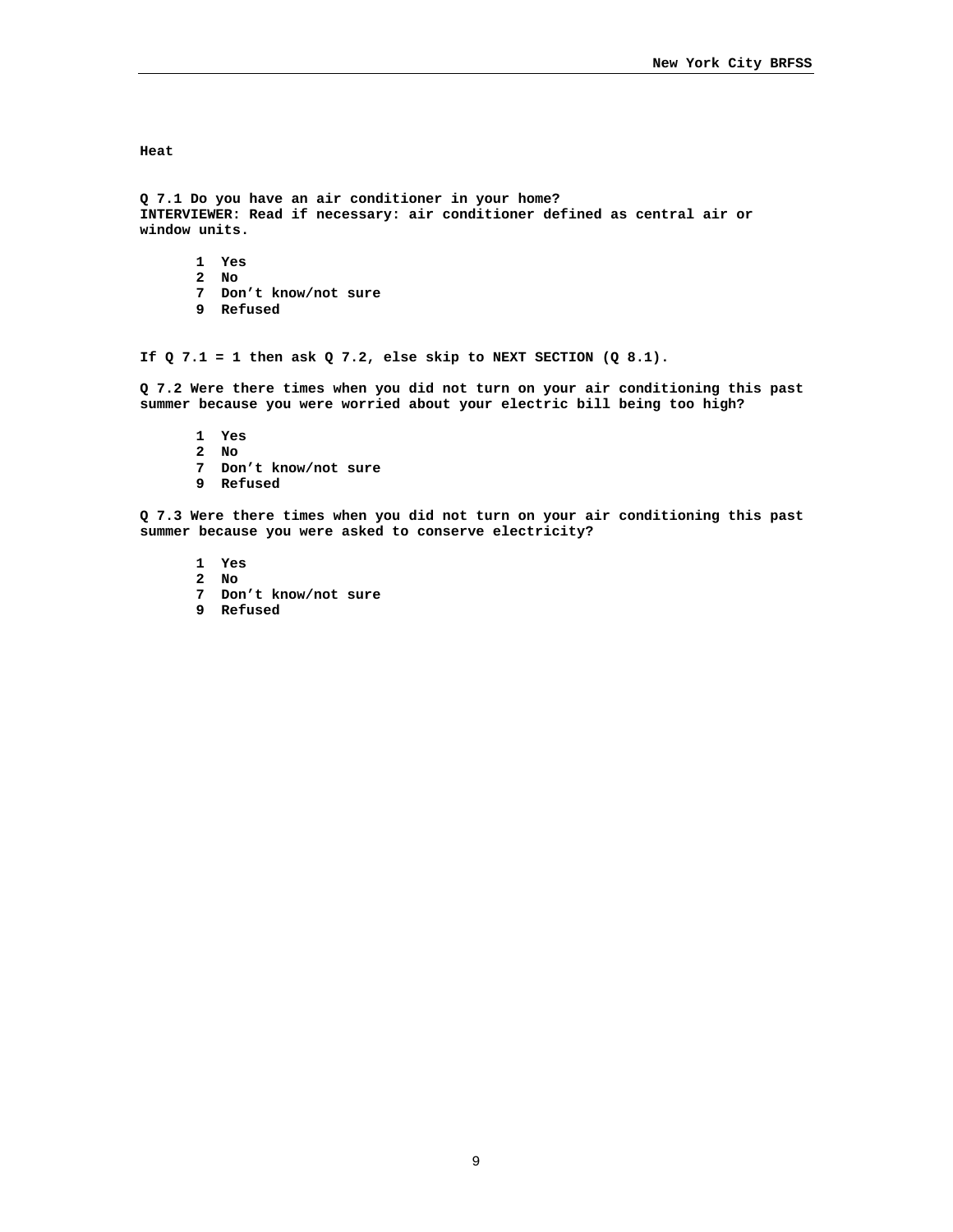## Heat

**Q 7.1 Do you have an air conditioner in your home?**
**INTERVIEWER: Read if necessary: air conditioner defined as central air or window units.**

1 Yes
2 No
7 Don't know/not sure
9 Refused

**If Q 7.1 = 1 then ask Q 7.2, else skip to NEXT SECTION (Q 8.1).**

**Q 7.2 Were there times when you did not turn on your air conditioning this past summer because you were worried about your electric bill being too high?**

1 Yes
2 No
7 Don't know/not sure
9 Refused

**Q 7.3 Were there times when you did not turn on your air conditioning this past summer because you were asked to conserve electricity?**

1 Yes
2 No
7 Don't know/not sure
9 Refused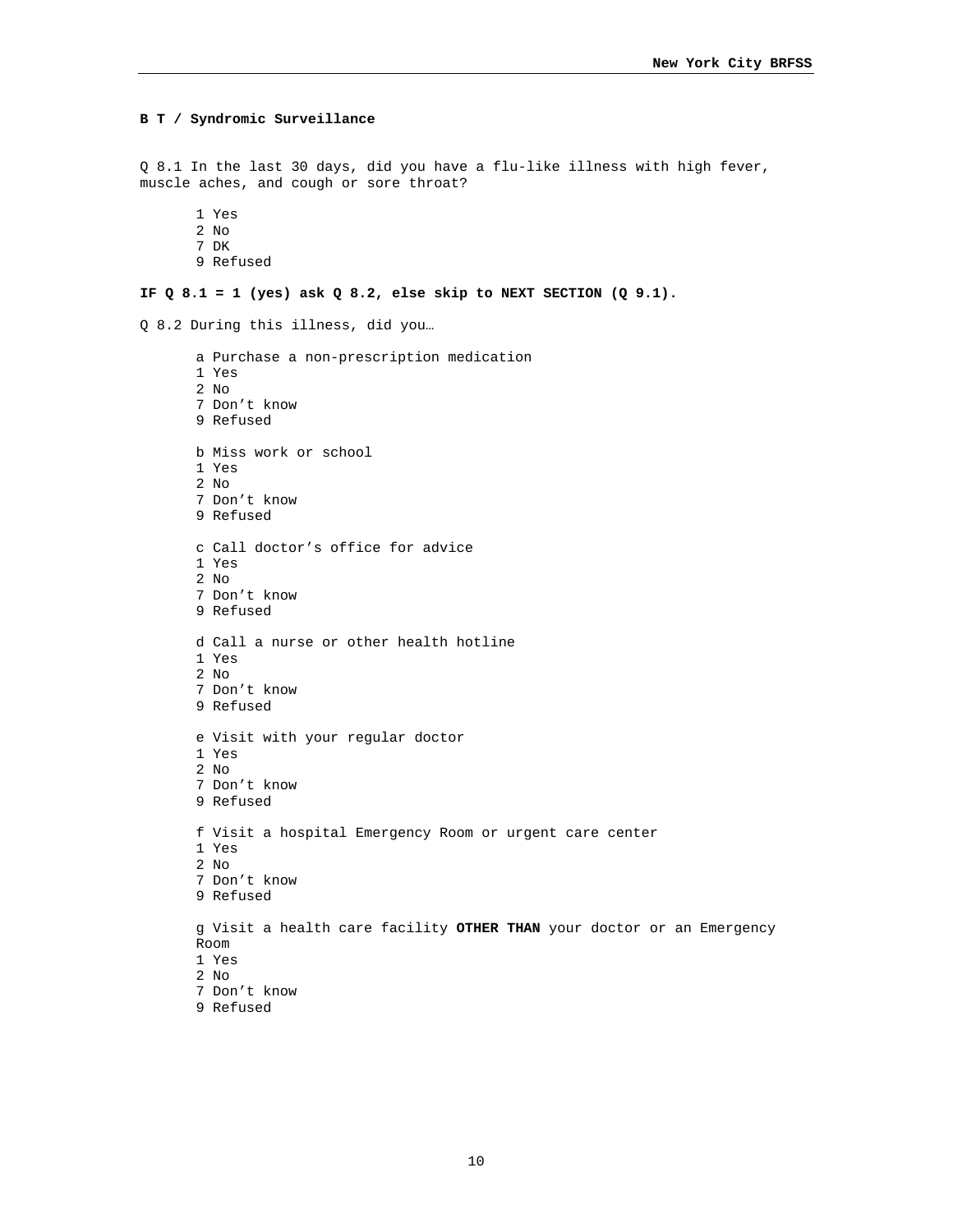**B T / Syndromic Surveillance**

Q 8.1 In the last 30 days, did you have a flu-like illness with high fever, muscle aches, and cough or sore throat?

1 Yes
2 No
7 DK
9 Refused

**IF Q 8.1 = 1 (yes) ask Q 8.2, else skip to NEXT SECTION (Q 9.1).**

Q 8.2 During this illness, did you…

a Purchase a non-prescription medication
1 Yes
2 No
7 Don't know
9 Refused

b Miss work or school
1 Yes
2 No
7 Don't know
9 Refused

c Call doctor's office for advice
1 Yes
2 No
7 Don't know
9 Refused

d Call a nurse or other health hotline
1 Yes
2 No
7 Don't know
9 Refused

e Visit with your regular doctor
1 Yes
2 No
7 Don't know
9 Refused

f Visit a hospital Emergency Room or urgent care center
1 Yes
2 No
7 Don't know
9 Refused

g Visit a health care facility **OTHER THAN** your doctor or an Emergency Room
1 Yes
2 No
7 Don't know
9 Refused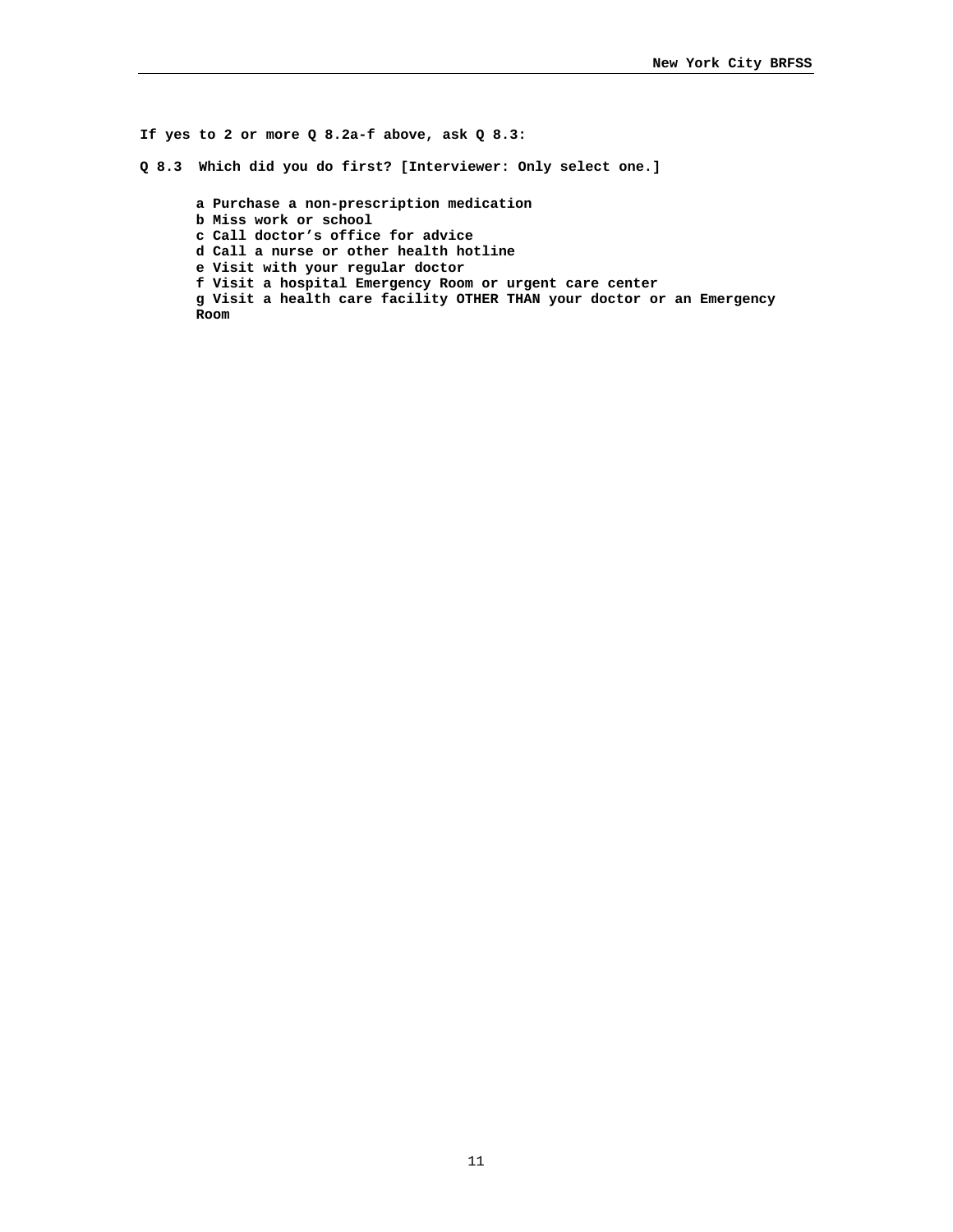**If yes to 2 or more Q 8.2a-f above, ask Q 8.3:**

**Q 8.3 Which did you do first? [Interviewer: Only select one.]**

- **a Purchase a non-prescription medication**
- **b Miss work or school**
- **c Call doctor's office for advice**
- **d Call a nurse or other health hotline**
- **e Visit with your regular doctor**
- **f Visit a hospital Emergency Room or urgent care center**
- **g Visit a health care facility OTHER THAN your doctor or an Emergency Room**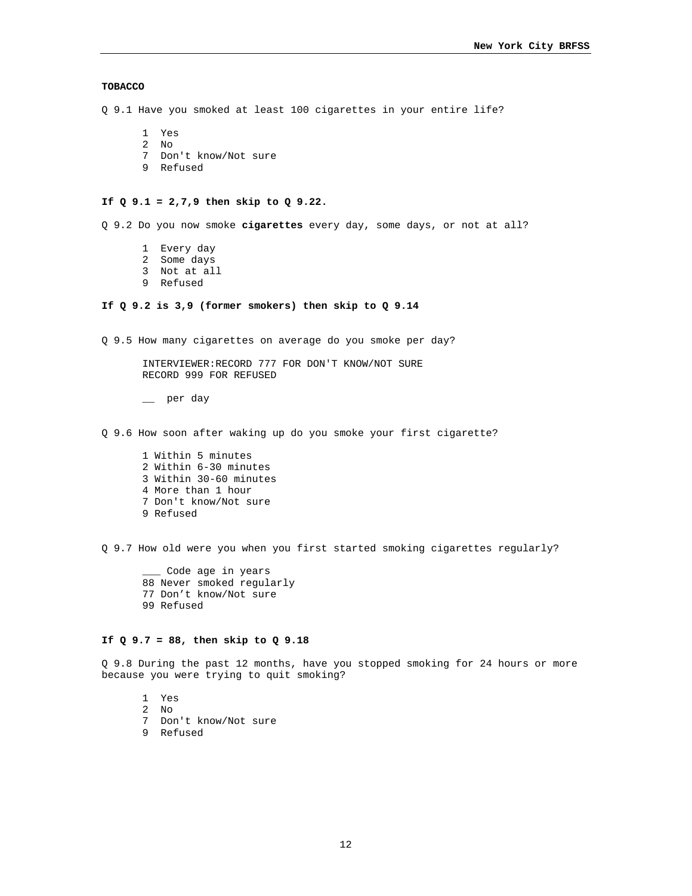**TOBACCO**

Q 9.1 Have you smoked at least 100 cigarettes in your entire life?

1 Yes
2 No
7 Don't know/Not sure
9 Refused

**If Q 9.1 = 2,7,9 then skip to Q 9.22.**

Q 9.2 Do you now smoke **cigarettes** every day, some days, or not at all?

1 Every day
2 Some days
3 Not at all
9 Refused

**If Q 9.2 is 3,9 (former smokers) then skip to Q 9.14**

Q 9.5 How many cigarettes on average do you smoke per day?

INTERVIEWER:RECORD 777 FOR DON'T KNOW/NOT SURE
RECORD 999 FOR REFUSED

__ per day

Q 9.6 How soon after waking up do you smoke your first cigarette?

1 Within 5 minutes
2 Within 6-30 minutes
3 Within 30-60 minutes
4 More than 1 hour
7 Don't know/Not sure
9 Refused

Q 9.7 How old were you when you first started smoking cigarettes regularly?

___ Code age in years
88 Never smoked regularly
77 Don't know/Not sure
99 Refused

**If Q 9.7 = 88, then skip to Q 9.18**

Q 9.8 During the past 12 months, have you stopped smoking for 24 hours or more because you were trying to quit smoking?

1 Yes
2 No
7 Don't know/Not sure
9 Refused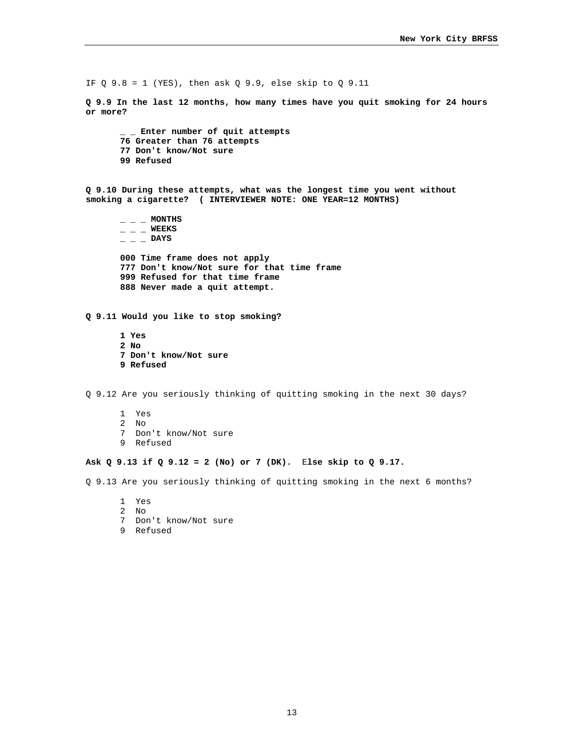IF Q 9.8 = 1 (YES), then ask Q 9.9, else skip to Q 9.11

**Q 9.9 In the last 12 months, how many times have you quit smoking for 24 hours or more?**

**_ _ Enter number of quit attempts**
**76 Greater than 76 attempts**
**77 Don't know/Not sure**
**99 Refused**

**Q 9.10 During these attempts, what was the longest time you went without smoking a cigarette? ( INTERVIEWER NOTE: ONE YEAR=12 MONTHS)**

**_ _ _ MONTHS**
**_ _ _ WEEKS**
**_ _ _ DAYS**

**000 Time frame does not apply**
**777 Don't know/Not sure for that time frame**
**999 Refused for that time frame**
**888 Never made a quit attempt.**

**Q 9.11 Would you like to stop smoking?**

**1 Yes**
**2 No**
**7 Don't know/Not sure**
**9 Refused**

Q 9.12 Are you seriously thinking of quitting smoking in the next 30 days?

1 Yes
2 No
7 Don't know/Not sure
9 Refused

**Ask Q 9.13 if Q 9.12 = 2 (No) or 7 (DK). Else skip to Q 9.17.**

Q 9.13 Are you seriously thinking of quitting smoking in the next 6 months?

1 Yes
2 No
7 Don't know/Not sure
9 Refused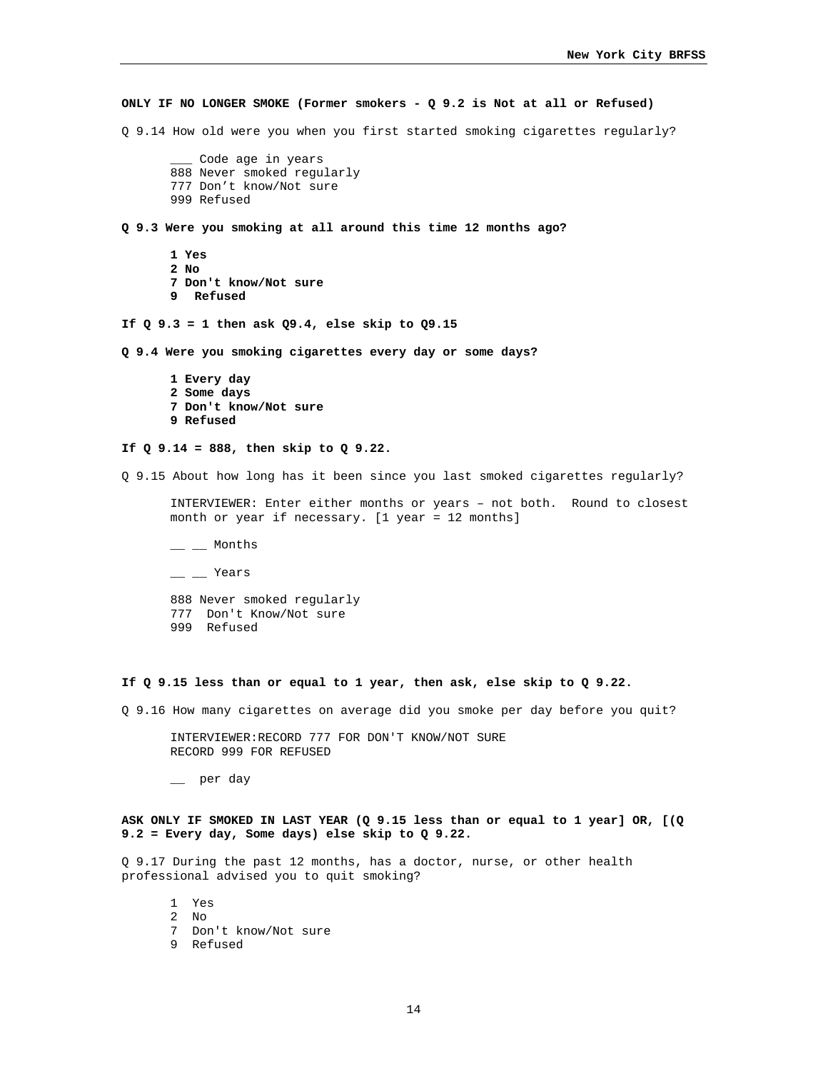**ONLY IF NO LONGER SMOKE (Former smokers - Q 9.2 is Not at all or Refused)**

Q 9.14 How old were you when you first started smoking cigarettes regularly?

___ Code age in years
888 Never smoked regularly
777 Don't know/Not sure
999 Refused

**Q 9.3 Were you smoking at all around this time 12 months ago?**

**1 Yes**
**2 No**
**7 Don't know/Not sure**
**9 Refused**

**If Q 9.3 = 1 then ask Q9.4, else skip to Q9.15**

**Q 9.4 Were you smoking cigarettes every day or some days?**

**1 Every day**
**2 Some days**
**7 Don't know/Not sure**
**9 Refused**

**If Q 9.14 = 888, then skip to Q 9.22.**

Q 9.15 About how long has it been since you last smoked cigarettes regularly?

INTERVIEWER: Enter either months or years – not both. Round to closest month or year if necessary. [1 year = 12 months]

__ __ Months

__ __ Years

888 Never smoked regularly
777 Don't Know/Not sure
999 Refused

**If Q 9.15 less than or equal to 1 year, then ask, else skip to Q 9.22.**

Q 9.16 How many cigarettes on average did you smoke per day before you quit?

INTERVIEWER:RECORD 777 FOR DON'T KNOW/NOT SURE
RECORD 999 FOR REFUSED

__ per day

**ASK ONLY IF SMOKED IN LAST YEAR (Q 9.15 less than or equal to 1 year] OR, [(Q 9.2 = Every day, Some days) else skip to Q 9.22.**

Q 9.17 During the past 12 months, has a doctor, nurse, or other health professional advised you to quit smoking?

1 Yes
2 No
7 Don't know/Not sure
9 Refused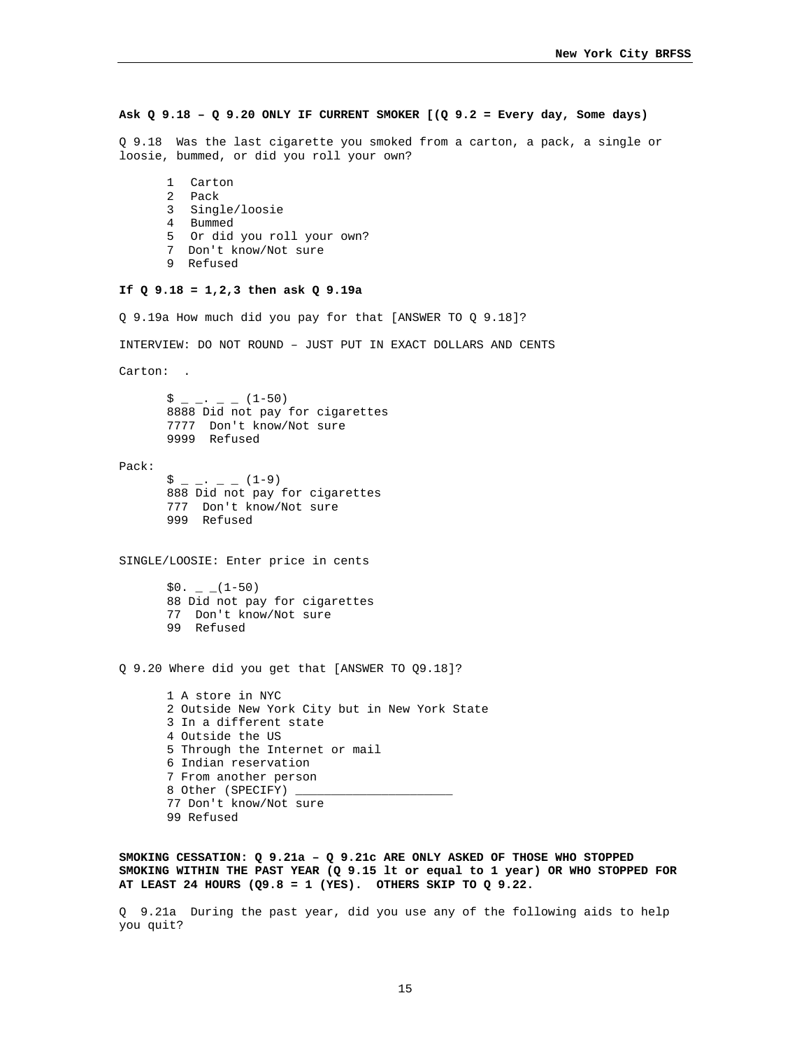**Ask Q 9.18 – Q 9.20 ONLY IF CURRENT SMOKER [(Q 9.2 = Every day, Some days)**

Q 9.18 Was the last cigarette you smoked from a carton, a pack, a single or loosie, bummed, or did you roll your own?

1 Carton
2 Pack
3 Single/loosie
4 Bummed
5 Or did you roll your own?
7 Don't know/Not sure
9 Refused

**If Q 9.18 = 1,2,3 then ask Q 9.19a**

Q 9.19a How much did you pay for that [ANSWER TO Q 9.18]?

INTERVIEW: DO NOT ROUND – JUST PUT IN EXACT DOLLARS AND CENTS

Carton: .

$ _ _. _ _ (1-50)
8888 Did not pay for cigarettes
7777 Don't know/Not sure
9999 Refused

Pack:

$ _ _. _ _ (1-9)
888 Did not pay for cigarettes
777 Don't know/Not sure
999 Refused

SINGLE/LOOSIE: Enter price in cents

$0. _ _(1-50)
88 Did not pay for cigarettes
77 Don't know/Not sure
99 Refused

Q 9.20 Where did you get that [ANSWER TO Q9.18]?

1 A store in NYC
2 Outside New York City but in New York State
3 In a different state
4 Outside the US
5 Through the Internet or mail
6 Indian reservation
7 From another person
8 Other (SPECIFY) ______________________
77 Don't know/Not sure
99 Refused

**SMOKING CESSATION: Q 9.21a – Q 9.21c ARE ONLY ASKED OF THOSE WHO STOPPED SMOKING WITHIN THE PAST YEAR (Q 9.15 lt or equal to 1 year) OR WHO STOPPED FOR AT LEAST 24 HOURS (Q9.8 = 1 (YES). OTHERS SKIP TO Q 9.22.**

Q 9.21a During the past year, did you use any of the following aids to help you quit?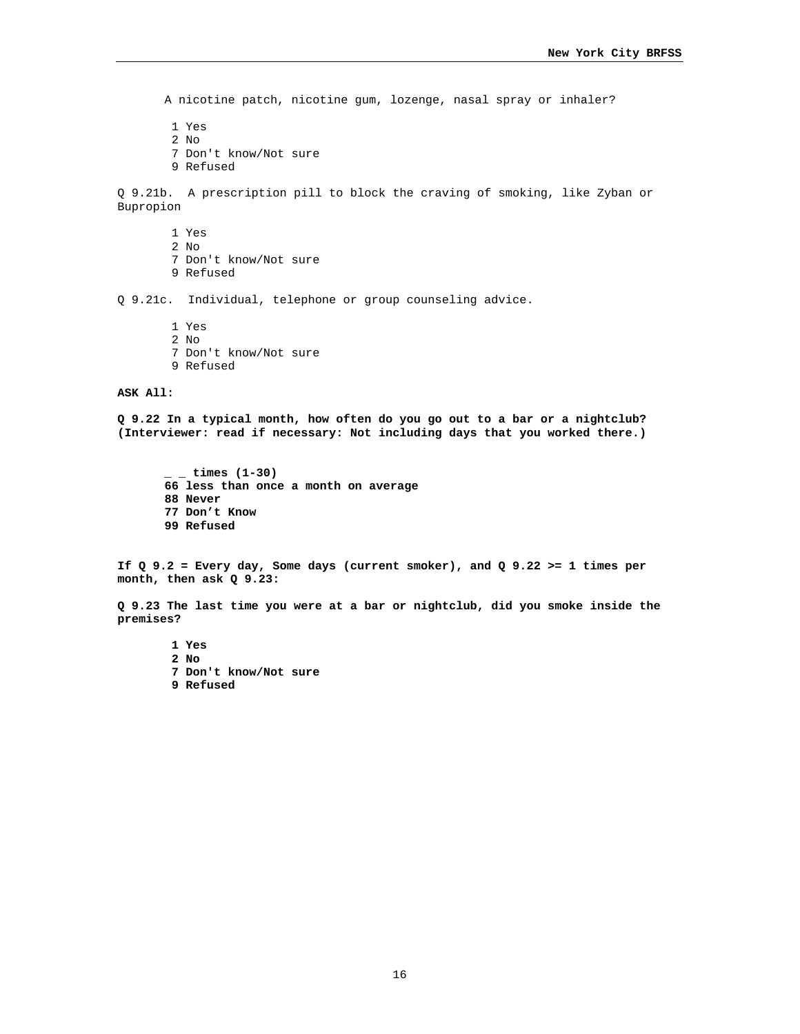A nicotine patch, nicotine gum, lozenge, nasal spray or inhaler?

1 Yes
2 No
7 Don't know/Not sure
9 Refused

Q 9.21b. A prescription pill to block the craving of smoking, like Zyban or Bupropion

1 Yes
2 No
7 Don't know/Not sure
9 Refused

Q 9.21c. Individual, telephone or group counseling advice.

1 Yes
2 No
7 Don't know/Not sure
9 Refused

**ASK All:**

**Q 9.22 In a typical month, how often do you go out to a bar or a nightclub? (Interviewer: read if necessary: Not including days that you worked there.)**

**_ _ times (1-30)**
**66 less than once a month on average**
**88 Never**
**77 Don't Know**
**99 Refused**

**If Q 9.2 = Every day, Some days (current smoker), and Q 9.22 >= 1 times per month, then ask Q 9.23:**

**Q 9.23 The last time you were at a bar or nightclub, did you smoke inside the premises?**

**1 Yes**
**2 No**
**7 Don't know/Not sure**
**9 Refused**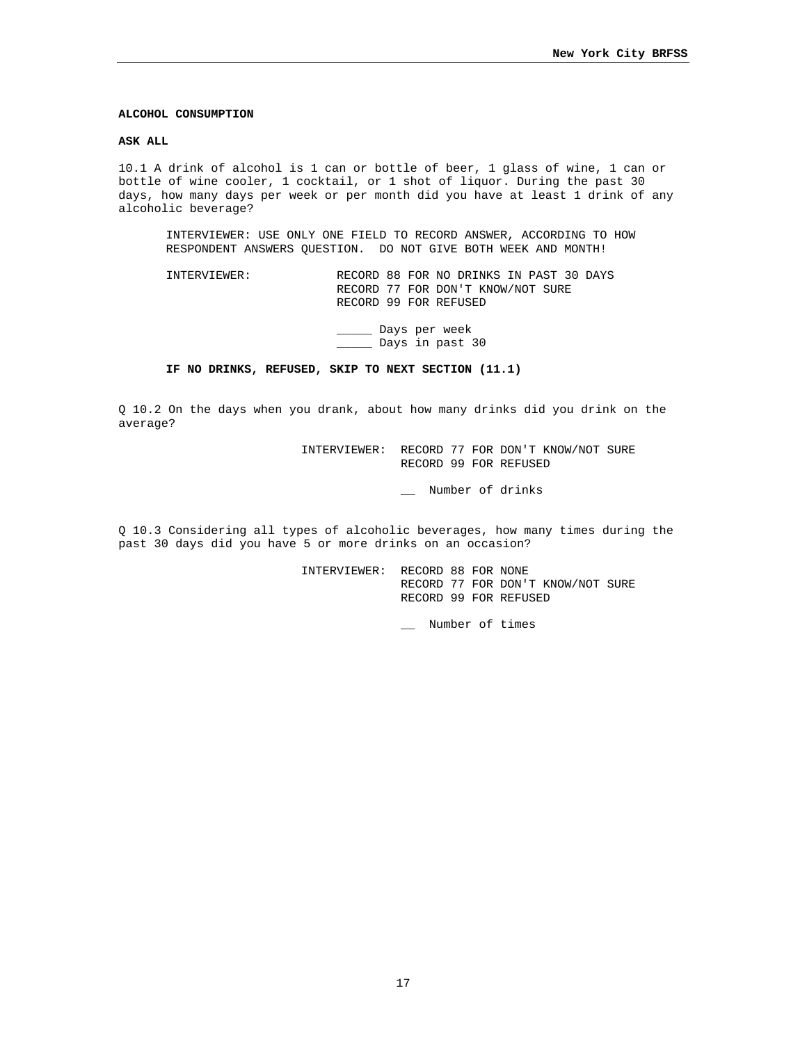**ALCOHOL CONSUMPTION**

**ASK ALL**

10.1 A drink of alcohol is 1 can or bottle of beer, 1 glass of wine, 1 can or bottle of wine cooler, 1 cocktail, or 1 shot of liquor. During the past 30 days, how many days per week or per month did you have at least 1 drink of any alcoholic beverage?

INTERVIEWER: USE ONLY ONE FIELD TO RECORD ANSWER, ACCORDING TO HOW RESPONDENT ANSWERS QUESTION. DO NOT GIVE BOTH WEEK AND MONTH!

INTERVIEWER: RECORD 88 FOR NO DRINKS IN PAST 30 DAYS
RECORD 77 FOR DON'T KNOW/NOT SURE
RECORD 99 FOR REFUSED

_____ Days per week
_____ Days in past 30

**IF NO DRINKS, REFUSED, SKIP TO NEXT SECTION (11.1)**

Q 10.2 On the days when you drank, about how many drinks did you drink on the average?

INTERVIEWER: RECORD 77 FOR DON'T KNOW/NOT SURE
RECORD 99 FOR REFUSED

__ Number of drinks

Q 10.3 Considering all types of alcoholic beverages, how many times during the past 30 days did you have 5 or more drinks on an occasion?

INTERVIEWER: RECORD 88 FOR NONE
RECORD 77 FOR DON'T KNOW/NOT SURE
RECORD 99 FOR REFUSED

__ Number of times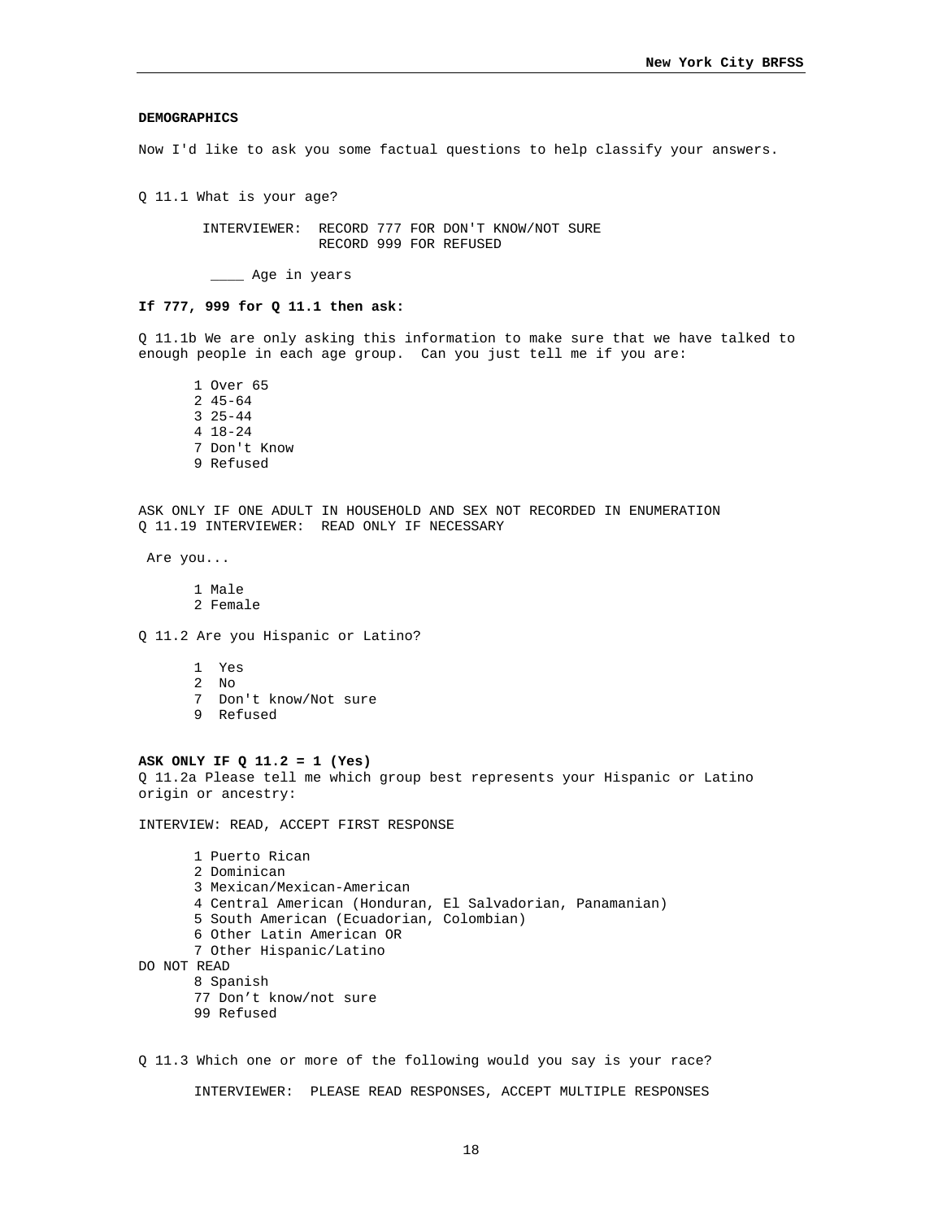**DEMOGRAPHICS**

Now I'd like to ask you some factual questions to help classify your answers.

Q 11.1 What is your age?

INTERVIEWER: RECORD 777 FOR DON'T KNOW/NOT SURE
RECORD 999 FOR REFUSED

____ Age in years

**If 777, 999 for Q 11.1 then ask:**

Q 11.1b We are only asking this information to make sure that we have talked to enough people in each age group. Can you just tell me if you are:

1 Over 65
2 45-64
3 25-44
4 18-24
7 Don't Know
9 Refused

ASK ONLY IF ONE ADULT IN HOUSEHOLD AND SEX NOT RECORDED IN ENUMERATION
Q 11.19 INTERVIEWER: READ ONLY IF NECESSARY

Are you...

1 Male
2 Female

Q 11.2 Are you Hispanic or Latino?

1 Yes
2 No
7 Don't know/Not sure
9 Refused

**ASK ONLY IF Q 11.2 = 1 (Yes)**
Q 11.2a Please tell me which group best represents your Hispanic or Latino origin or ancestry:

INTERVIEW: READ, ACCEPT FIRST RESPONSE

1 Puerto Rican
2 Dominican
3 Mexican/Mexican-American
4 Central American (Honduran, El Salvadorian, Panamanian)
5 South American (Ecuadorian, Colombian)
6 Other Latin American OR
7 Other Hispanic/Latino

DO NOT READ

8 Spanish
77 Don't know/not sure
99 Refused

Q 11.3 Which one or more of the following would you say is your race?

INTERVIEWER: PLEASE READ RESPONSES, ACCEPT MULTIPLE RESPONSES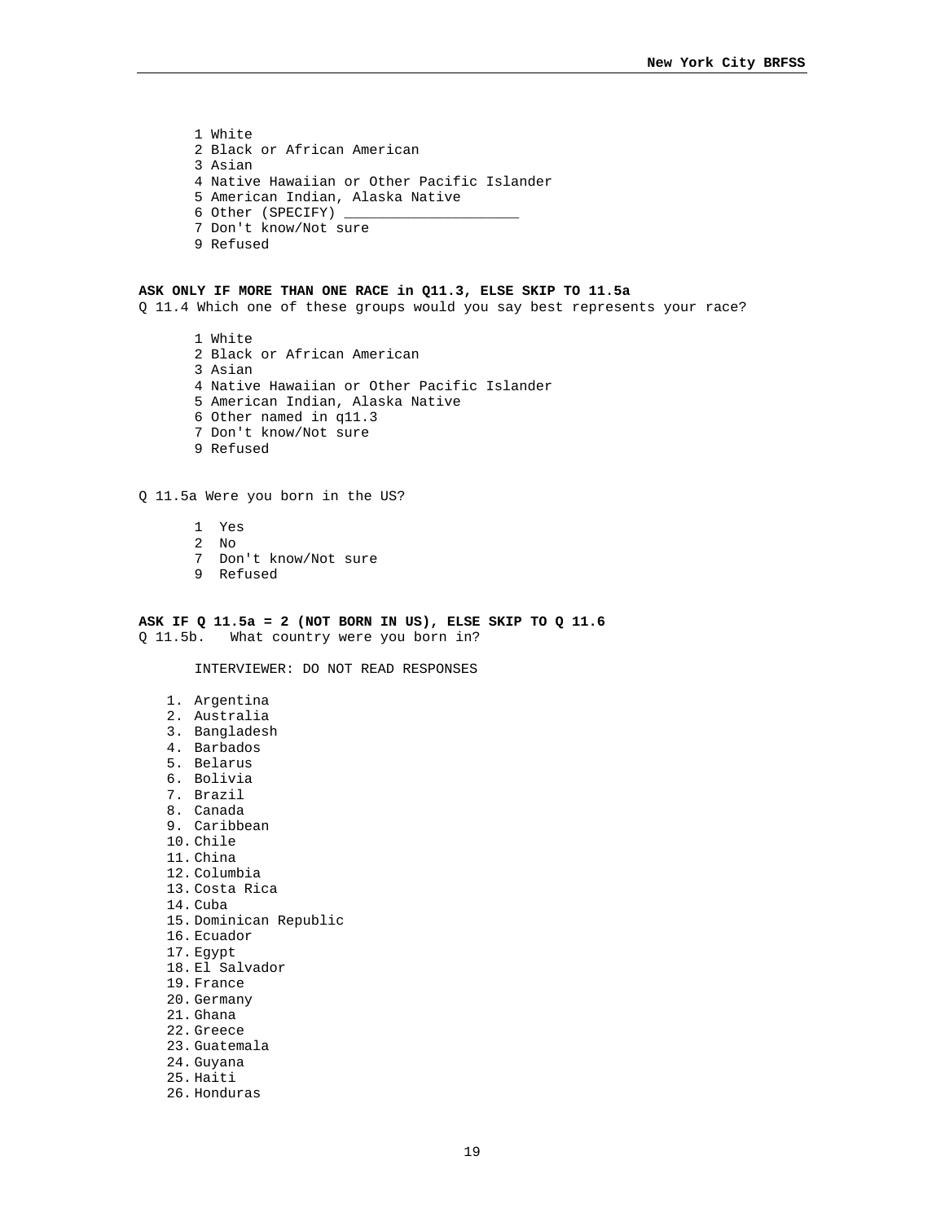1 White
2 Black or African American
3 Asian
4 Native Hawaiian or Other Pacific Islander
5 American Indian, Alaska Native
6 Other (SPECIFY) ____________________
7 Don't know/Not sure
9 Refused

**ASK ONLY IF MORE THAN ONE RACE in Q11.3, ELSE SKIP TO 11.5a**

Q 11.4 Which one of these groups would you say best represents your race?

1 White
2 Black or African American
3 Asian
4 Native Hawaiian or Other Pacific Islander
5 American Indian, Alaska Native
6 Other named in q11.3
7 Don't know/Not sure
9 Refused

Q 11.5a Were you born in the US?

1 Yes
2 No
7 Don't know/Not sure
9 Refused

**ASK IF Q 11.5a = 2 (NOT BORN IN US), ELSE SKIP TO Q 11.6**

Q 11.5b. What country were you born in?

INTERVIEWER: DO NOT READ RESPONSES

1. Argentina
2. Australia
3. Bangladesh
4. Barbados
5. Belarus
6. Bolivia
7. Brazil
8. Canada
9. Caribbean
10. Chile
11. China
12. Columbia
13. Costa Rica
14. Cuba
15. Dominican Republic
16. Ecuador
17. Egypt
18. El Salvador
19. France
20. Germany
21. Ghana
22. Greece
23. Guatemala
24. Guyana
25. Haiti
26. Honduras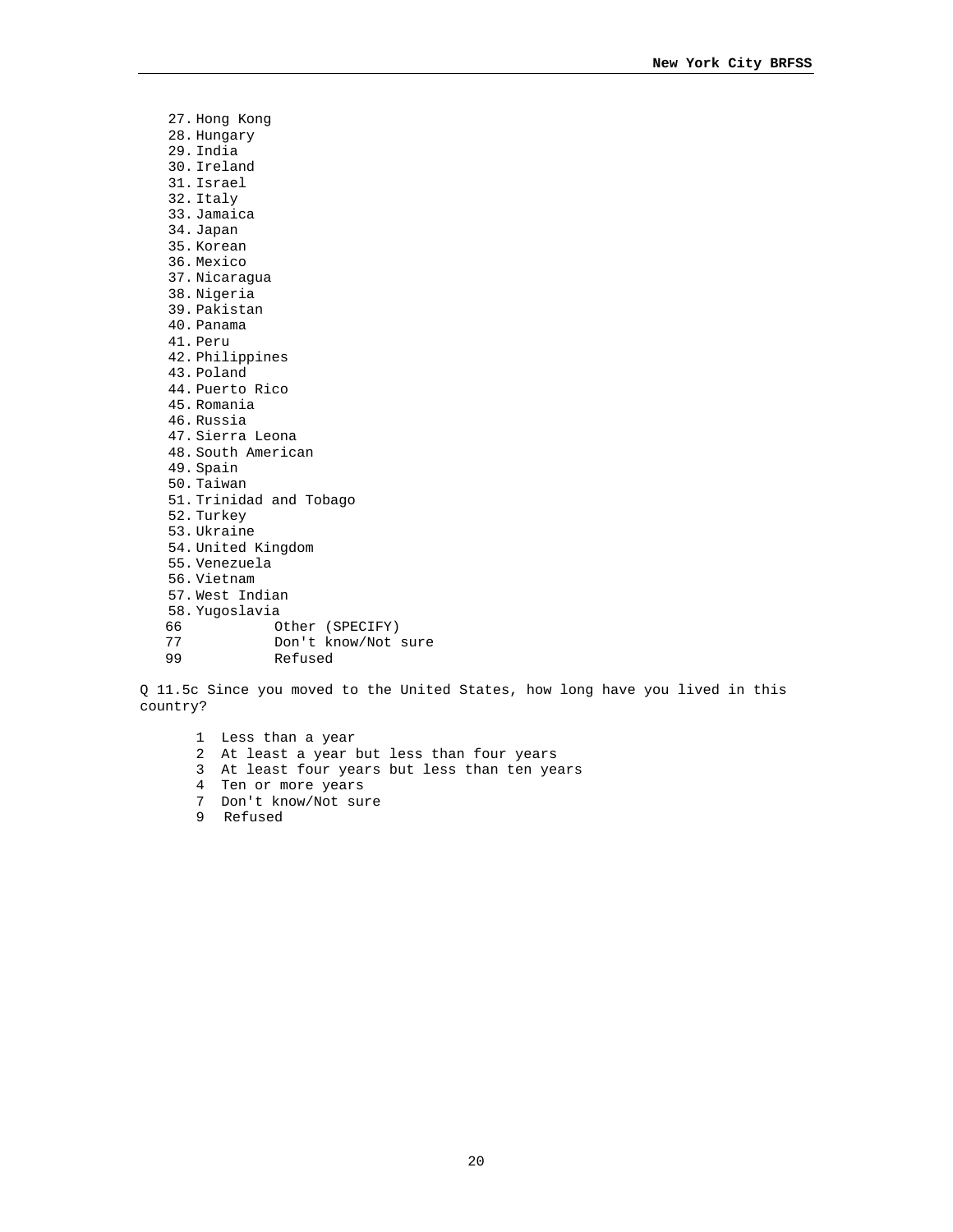27. Hong Kong
28. Hungary
29. India
30. Ireland
31. Israel
32. Italy
33. Jamaica
34. Japan
35. Korean
36. Mexico
37. Nicaragua
38. Nigeria
39. Pakistan
40. Panama
41. Peru
42. Philippines
43. Poland
44. Puerto Rico
45. Romania
46. Russia
47. Sierra Leona
48. South American
49. Spain
50. Taiwan
51. Trinidad and Tobago
52. Turkey
53. Ukraine
54. United Kingdom
55. Venezuela
56. Vietnam
57. West Indian
58. Yugoslavia

66 Other (SPECIFY)
77 Don't know/Not sure
99 Refused

Q 11.5c Since you moved to the United States, how long have you lived in this country?

1 Less than a year
2 At least a year but less than four years
3 At least four years but less than ten years
4 Ten or more years
7 Don't know/Not sure
9 Refused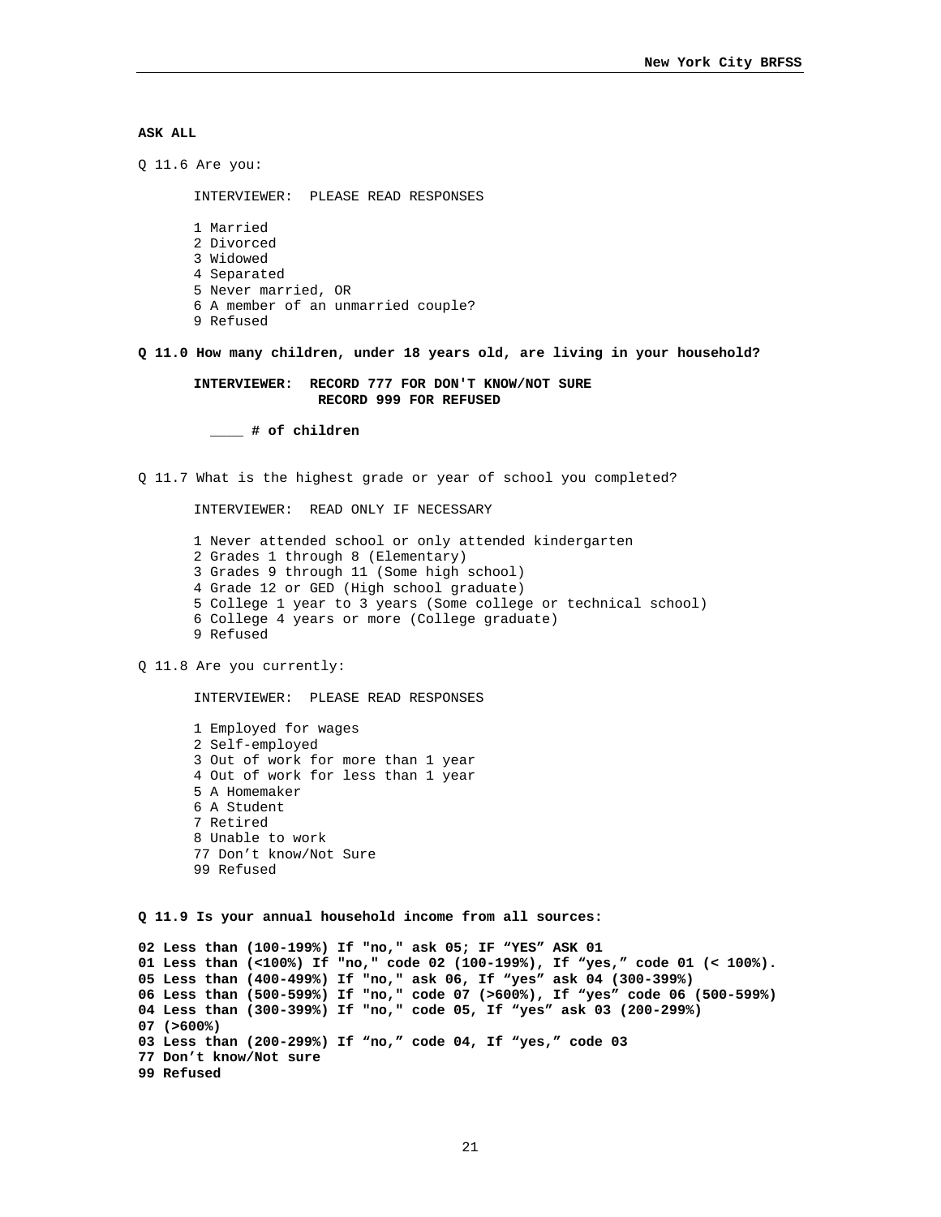**ASK ALL**

Q 11.6 Are you:

INTERVIEWER: PLEASE READ RESPONSES

1 Married
2 Divorced
3 Widowed
4 Separated
5 Never married, OR
6 A member of an unmarried couple?
9 Refused

**Q 11.0 How many children, under 18 years old, are living in your household?**

**INTERVIEWER: RECORD 777 FOR DON'T KNOW/NOT SURE**
**RECORD 999 FOR REFUSED**

**____ # of children**

Q 11.7 What is the highest grade or year of school you completed?

INTERVIEWER: READ ONLY IF NECESSARY

1 Never attended school or only attended kindergarten
2 Grades 1 through 8 (Elementary)
3 Grades 9 through 11 (Some high school)
4 Grade 12 or GED (High school graduate)
5 College 1 year to 3 years (Some college or technical school)
6 College 4 years or more (College graduate)
9 Refused

Q 11.8 Are you currently:

INTERVIEWER: PLEASE READ RESPONSES

1 Employed for wages
2 Self-employed
3 Out of work for more than 1 year
4 Out of work for less than 1 year
5 A Homemaker
6 A Student
7 Retired
8 Unable to work
77 Don't know/Not Sure
99 Refused

**Q 11.9 Is your annual household income from all sources:**

**02 Less than (100-199%) If "no," ask 05; IF "YES" ASK 01**
**01 Less than (<100%) If "no," code 02 (100-199%), If "yes," code 01 (< 100%).**
**05 Less than (400-499%) If "no," ask 06, If "yes" ask 04 (300-399%)**
**06 Less than (500-599%) If "no," code 07 (>600%), If "yes" code 06 (500-599%)**
**04 Less than (300-399%) If "no," code 05, If "yes" ask 03 (200-299%)**
**07 (>600%)**
**03 Less than (200-299%) If "no," code 04, If "yes," code 03**
**77 Don't know/Not sure**
**99 Refused**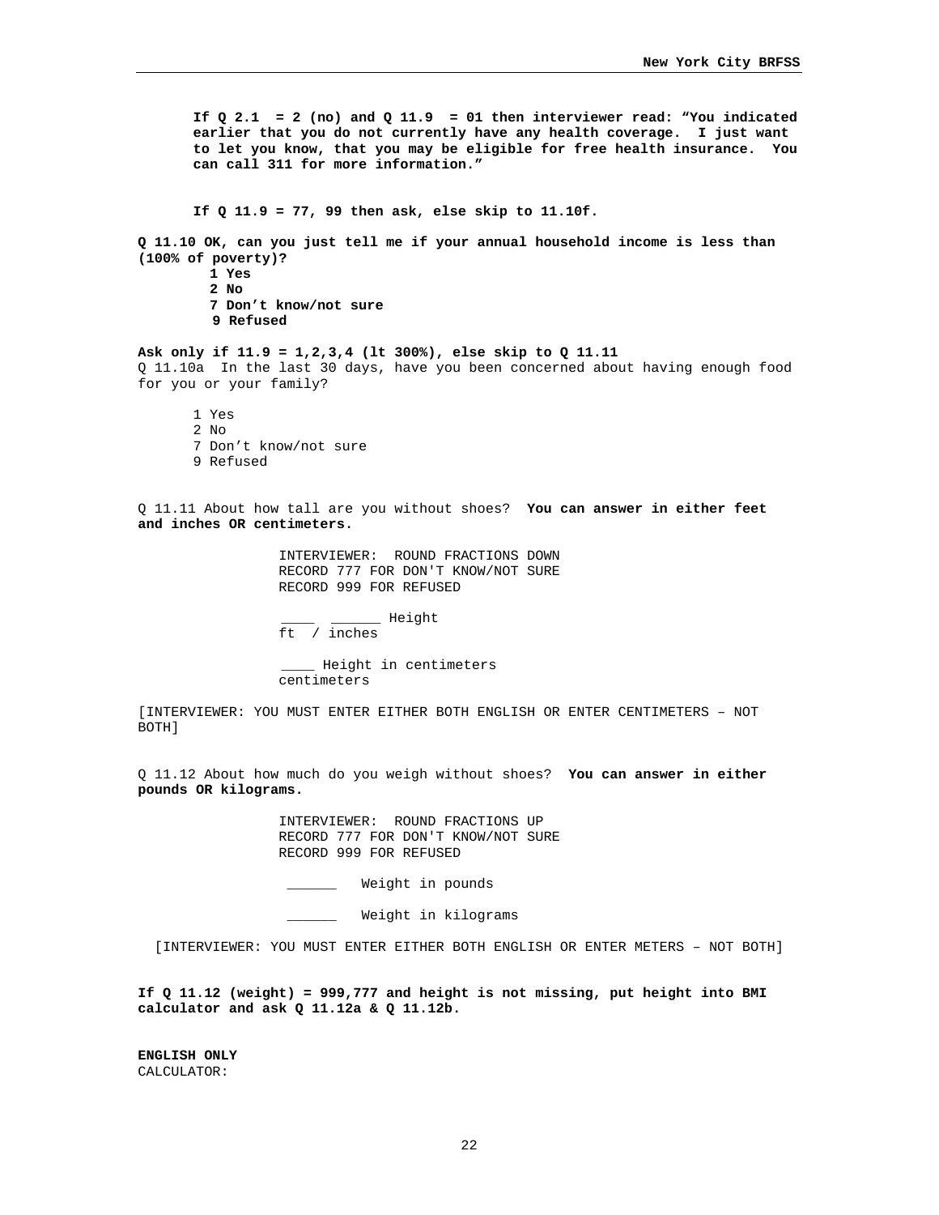**If Q 2.1 = 2 (no) and Q 11.9 = 01 then interviewer read: "You indicated earlier that you do not currently have any health coverage. I just want to let you know, that you may be eligible for free health insurance. You can call 311 for more information."**

**If Q 11.9 = 77, 99 then ask, else skip to 11.10f.**

**Q 11.10 OK, can you just tell me if your annual household income is less than (100% of poverty)?**

**1 Yes**
**2 No**
**7 Don't know/not sure**
**9 Refused**

**Ask only if 11.9 = 1,2,3,4 (lt 300%), else skip to Q 11.11**

Q 11.10a In the last 30 days, have you been concerned about having enough food for you or your family?

1 Yes
2 No
7 Don't know/not sure
9 Refused

Q 11.11 About how tall are you without shoes? **You can answer in either feet and inches OR centimeters.**

INTERVIEWER: ROUND FRACTIONS DOWN
RECORD 777 FOR DON'T KNOW/NOT SURE
RECORD 999 FOR REFUSED

____ ______ Height
ft / inches

____ Height in centimeters
centimeters

[INTERVIEWER: YOU MUST ENTER EITHER BOTH ENGLISH OR ENTER CENTIMETERS – NOT BOTH]

Q 11.12 About how much do you weigh without shoes? **You can answer in either pounds OR kilograms.**

INTERVIEWER: ROUND FRACTIONS UP
RECORD 777 FOR DON'T KNOW/NOT SURE
RECORD 999 FOR REFUSED

______ Weight in pounds

______ Weight in kilograms

[INTERVIEWER: YOU MUST ENTER EITHER BOTH ENGLISH OR ENTER METERS – NOT BOTH]

**If Q 11.12 (weight) = 999,777 and height is not missing, put height into BMI calculator and ask Q 11.12a & Q 11.12b.**

**ENGLISH ONLY**
CALCULATOR: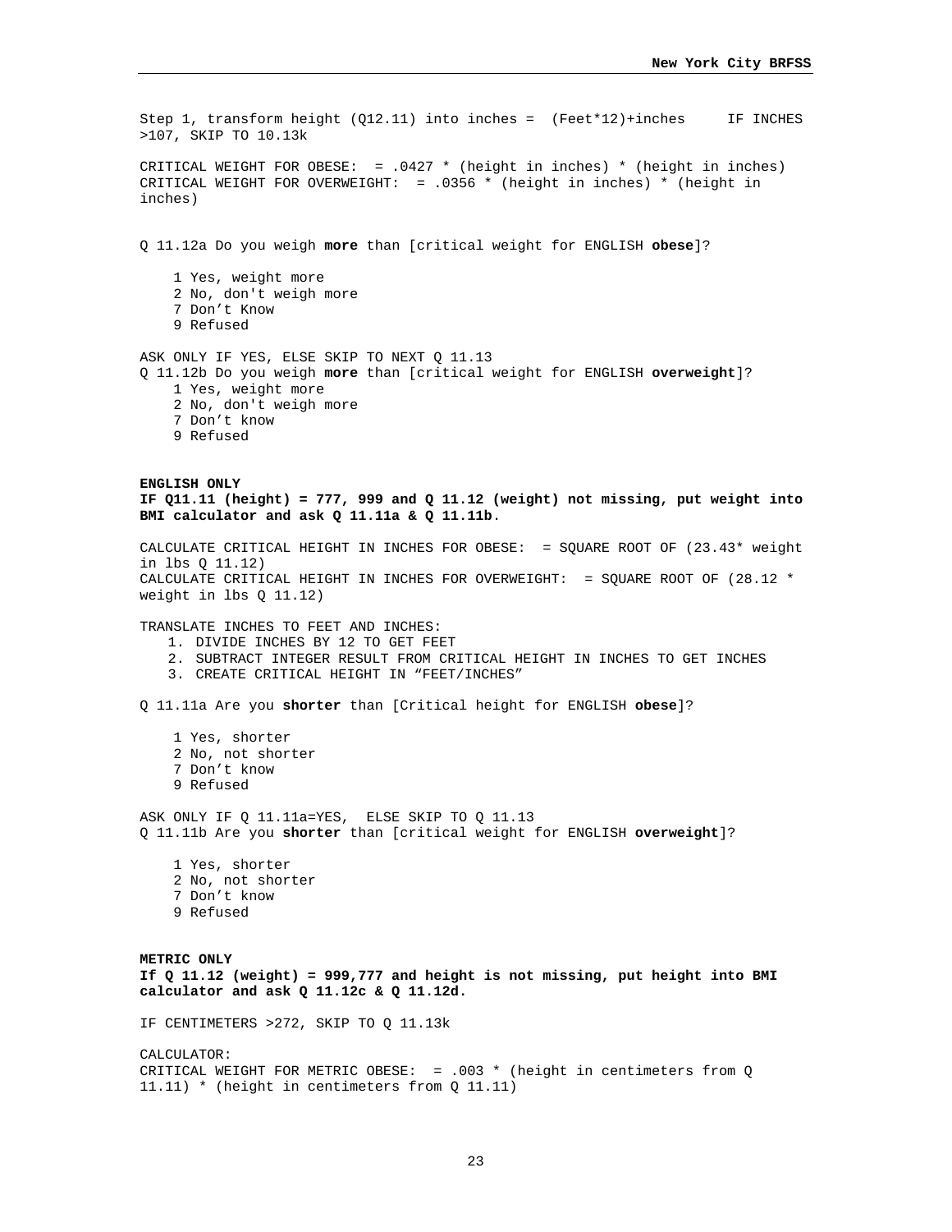Step 1, transform height (Q12.11) into inches = (Feet*12)+inches     IF INCHES >107, SKIP TO 10.13k

CRITICAL WEIGHT FOR OBESE: = .0427 * (height in inches) * (height in inches)
CRITICAL WEIGHT FOR OVERWEIGHT: = .0356 * (height in inches) * (height in inches)

Q 11.12a Do you weigh **more** than [critical weight for ENGLISH **obese**]?

1 Yes, weight more
2 No, don't weigh more
7 Don't Know
9 Refused

ASK ONLY IF YES, ELSE SKIP TO NEXT Q 11.13
Q 11.12b Do you weigh **more** than [critical weight for ENGLISH **overweight**]?

1 Yes, weight more
2 No, don't weigh more
7 Don't know
9 Refused

**ENGLISH ONLY**
**IF Q11.11 (height) = 777, 999 and Q 11.12 (weight) not missing, put weight into BMI calculator and ask Q 11.11a & Q 11.11b**.

CALCULATE CRITICAL HEIGHT IN INCHES FOR OBESE: = SQUARE ROOT OF (23.43* weight in lbs Q 11.12)
CALCULATE CRITICAL HEIGHT IN INCHES FOR OVERWEIGHT: = SQUARE ROOT OF (28.12 * weight in lbs Q 11.12)

TRANSLATE INCHES TO FEET AND INCHES:

1. DIVIDE INCHES BY 12 TO GET FEET
2. SUBTRACT INTEGER RESULT FROM CRITICAL HEIGHT IN INCHES TO GET INCHES
3. CREATE CRITICAL HEIGHT IN "FEET/INCHES"

Q 11.11a Are you **shorter** than [Critical height for ENGLISH **obese**]?

1 Yes, shorter
2 No, not shorter
7 Don't know
9 Refused

ASK ONLY IF Q 11.11a=YES, ELSE SKIP TO Q 11.13
Q 11.11b Are you **shorter** than [critical weight for ENGLISH **overweight**]?

1 Yes, shorter
2 No, not shorter
7 Don't know
9 Refused

**METRIC ONLY**
**If Q 11.12 (weight) = 999,777 and height is not missing, put height into BMI calculator and ask Q 11.12c & Q 11.12d.**

IF CENTIMETERS >272, SKIP TO Q 11.13k

CALCULATOR:
CRITICAL WEIGHT FOR METRIC OBESE: = .003 * (height in centimeters from Q 11.11) * (height in centimeters from Q 11.11)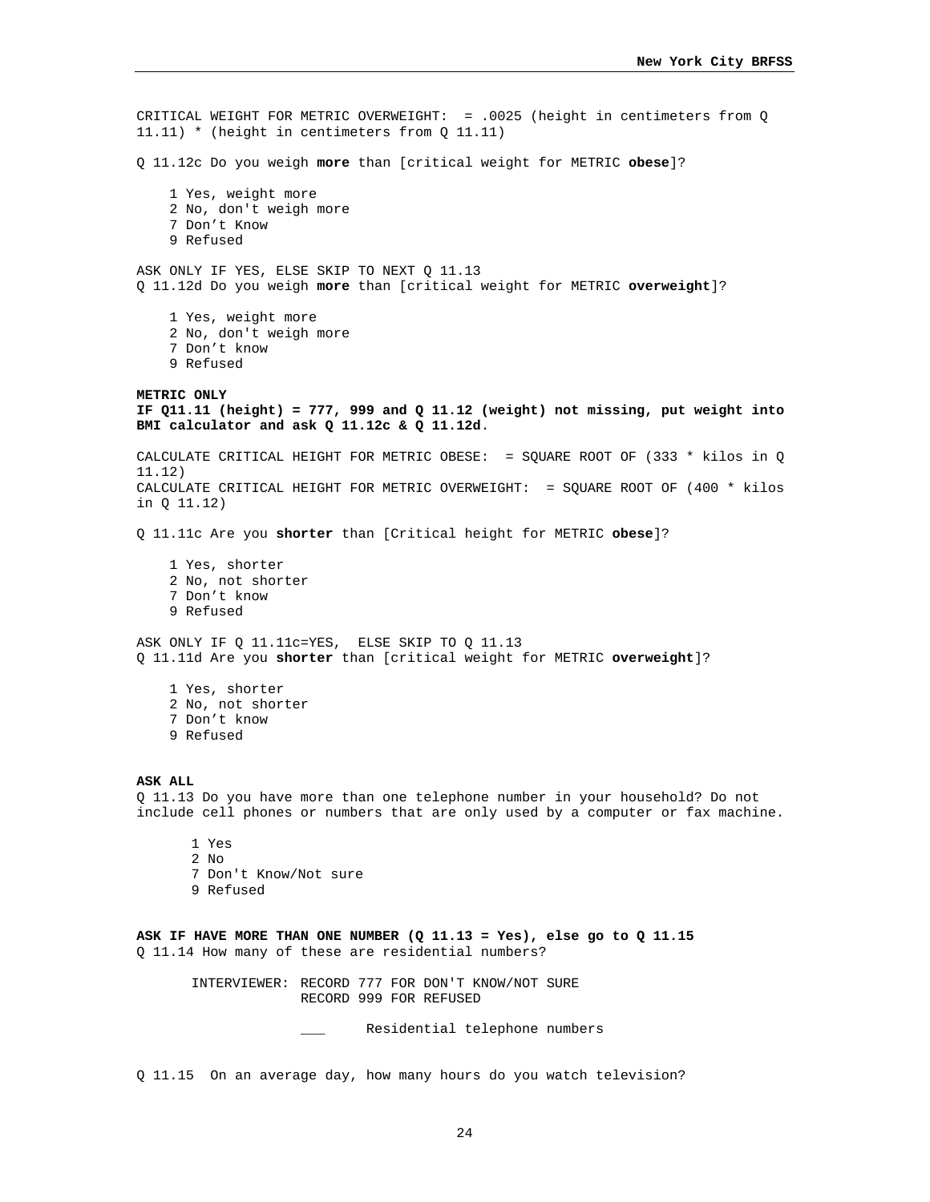CRITICAL WEIGHT FOR METRIC OVERWEIGHT: = .0025 (height in centimeters from Q 11.11) * (height in centimeters from Q 11.11)

Q 11.12c Do you weigh **more** than [critical weight for METRIC **obese**]?

1 Yes, weight more
2 No, don't weigh more
7 Don't Know
9 Refused

ASK ONLY IF YES, ELSE SKIP TO NEXT Q 11.13
Q 11.12d Do you weigh **more** than [critical weight for METRIC **overweight**]?

1 Yes, weight more
2 No, don't weigh more
7 Don't know
9 Refused

**METRIC ONLY**
**IF Q11.11 (height) = 777, 999 and Q 11.12 (weight) not missing, put weight into BMI calculator and ask Q 11.12c & Q 11.12d**.

CALCULATE CRITICAL HEIGHT FOR METRIC OBESE: = SQUARE ROOT OF (333 * kilos in Q 11.12)
CALCULATE CRITICAL HEIGHT FOR METRIC OVERWEIGHT: = SQUARE ROOT OF (400 * kilos in Q 11.12)

Q 11.11c Are you **shorter** than [Critical height for METRIC **obese**]?

1 Yes, shorter
2 No, not shorter
7 Don't know
9 Refused

ASK ONLY IF Q 11.11c=YES, ELSE SKIP TO Q 11.13
Q 11.11d Are you **shorter** than [critical weight for METRIC **overweight**]?

1 Yes, shorter
2 No, not shorter
7 Don't know
9 Refused

**ASK ALL**
Q 11.13 Do you have more than one telephone number in your household? Do not include cell phones or numbers that are only used by a computer or fax machine.

1 Yes
2 No
7 Don't Know/Not sure
9 Refused

**ASK IF HAVE MORE THAN ONE NUMBER (Q 11.13 = Yes), else go to Q 11.15**
Q 11.14 How many of these are residential numbers?

INTERVIEWER: RECORD 777 FOR DON'T KNOW/NOT SURE
RECORD 999 FOR REFUSED

___ Residential telephone numbers

Q 11.15 On an average day, how many hours do you watch television?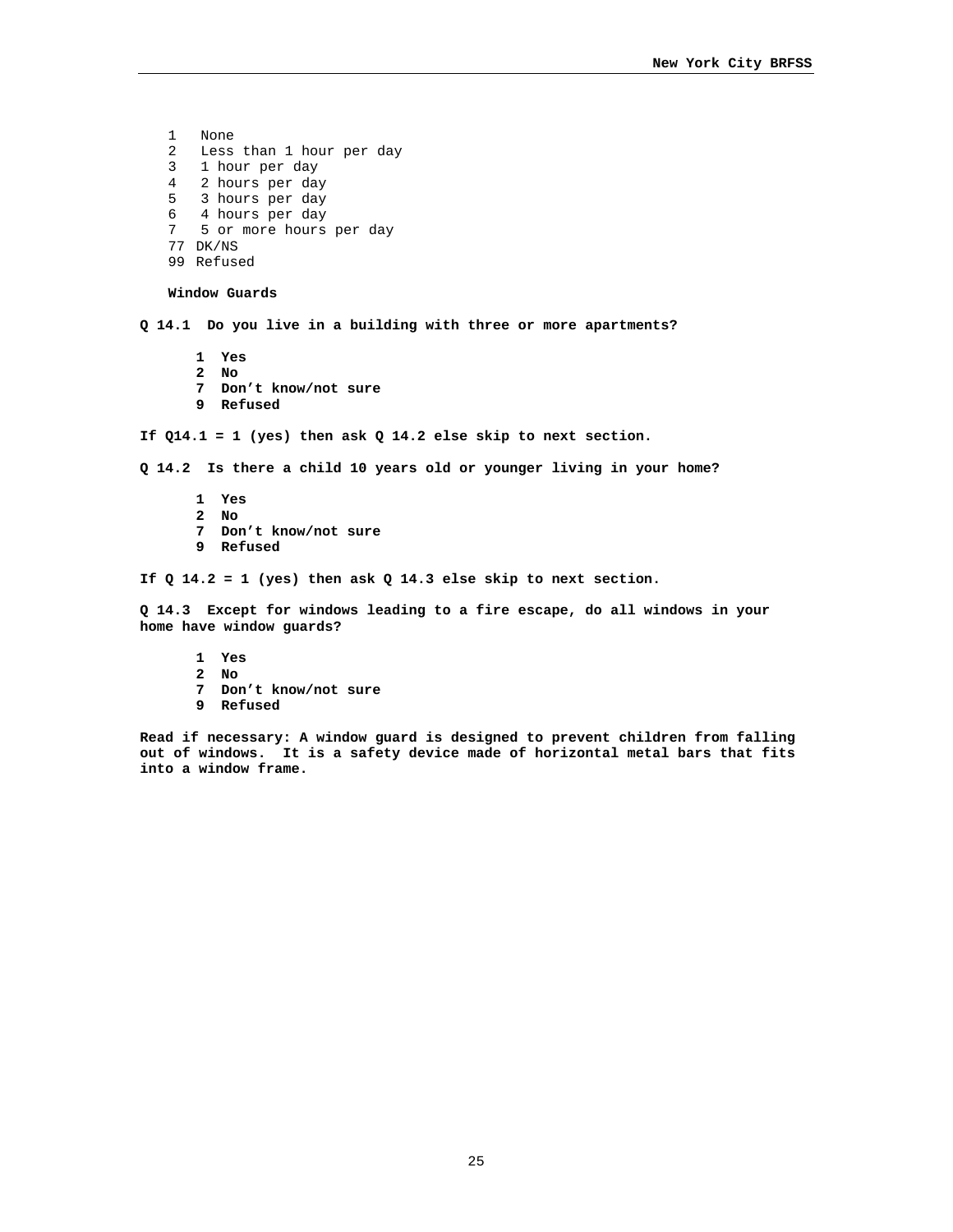1 None
2 Less than 1 hour per day
3 1 hour per day
4 2 hours per day
5 3 hours per day
6 4 hours per day
7 5 or more hours per day
77 DK/NS
99 Refused

**Window Guards**

**Q 14.1 Do you live in a building with three or more apartments?**

**1 Yes**
**2 No**
**7 Don't know/not sure**
**9 Refused**

**If Q14.1 = 1 (yes) then ask Q 14.2 else skip to next section.**

**Q 14.2 Is there a child 10 years old or younger living in your home?**

**1 Yes**
**2 No**
**7 Don't know/not sure**
**9 Refused**

**If Q 14.2 = 1 (yes) then ask Q 14.3 else skip to next section.**

**Q 14.3 Except for windows leading to a fire escape, do all windows in your home have window guards?**

**1 Yes**
**2 No**
**7 Don't know/not sure**
**9 Refused**

**Read if necessary: A window guard is designed to prevent children from falling out of windows. It is a safety device made of horizontal metal bars that fits into a window frame.**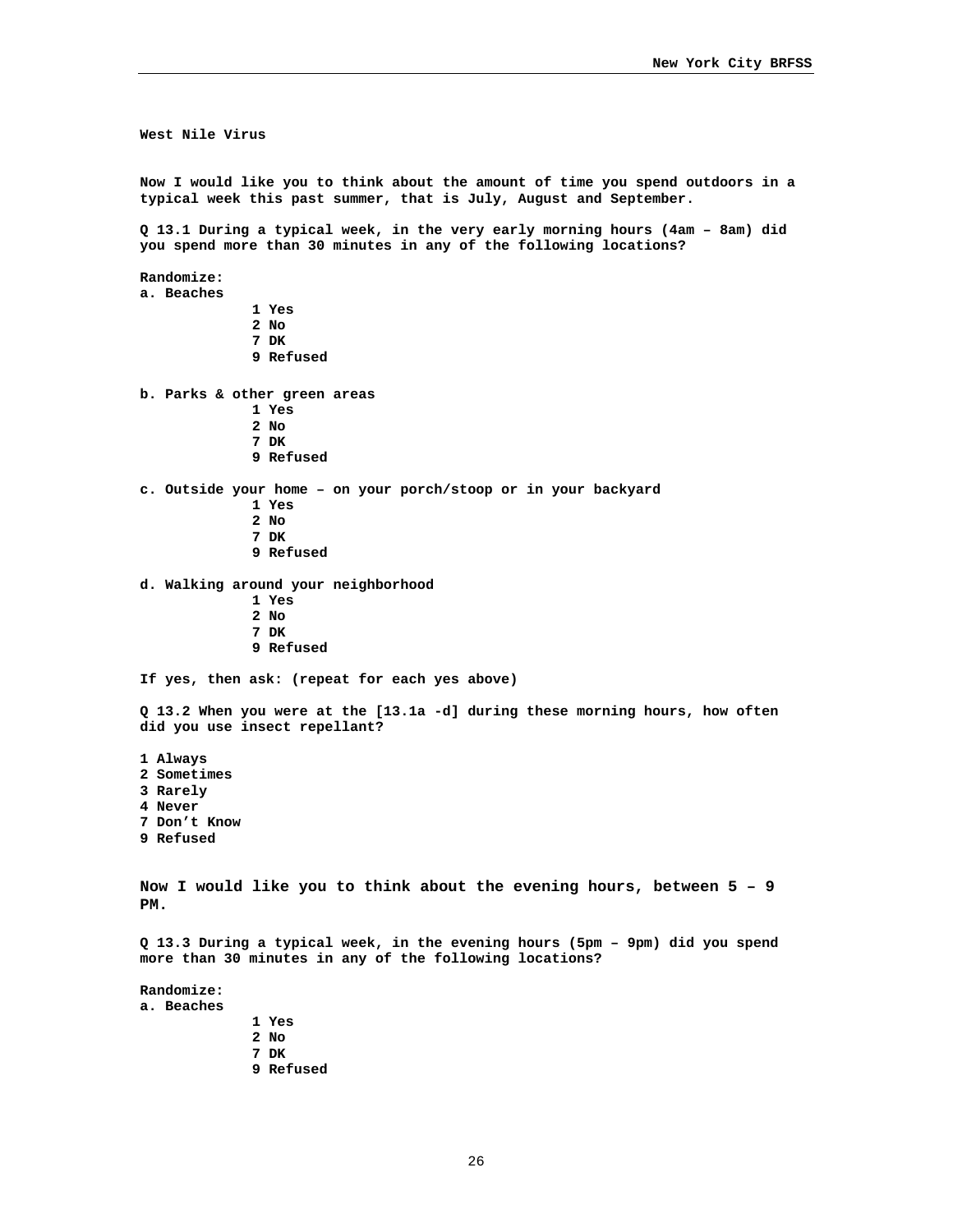**West Nile Virus**

**Now I would like you to think about the amount of time you spend outdoors in a typical week this past summer, that is July, August and September.**

**Q 13.1 During a typical week, in the very early morning hours (4am – 8am) did you spend more than 30 minutes in any of the following locations?**

**Randomize:**

**a. Beaches**

- **1 Yes**
- **2 No**
- **7 DK**
- **9 Refused**

**b. Parks & other green areas**

- **1 Yes**
- **2 No**
- **7 DK**
- **9 Refused**

**c. Outside your home – on your porch/stoop or in your backyard**

- **1 Yes**
- **2 No**
- **7 DK**
- **9 Refused**

**d. Walking around your neighborhood**

- **1 Yes**
- **2 No**
- **7 DK**
- **9 Refused**

**If yes, then ask: (repeat for each yes above)**

**Q 13.2 When you were at the [13.1a -d] during these morning hours, how often did you use insect repellant?**

**1 Always**
**2 Sometimes**
**3 Rarely**
**4 Never**
**7 Don't Know**
**9 Refused**

**Now I would like you to think about the evening hours, between 5 – 9 PM.**

**Q 13.3 During a typical week, in the evening hours (5pm – 9pm) did you spend more than 30 minutes in any of the following locations?**

**Randomize:**

**a. Beaches**

- **1 Yes**
- **2 No**
- **7 DK**
- **9 Refused**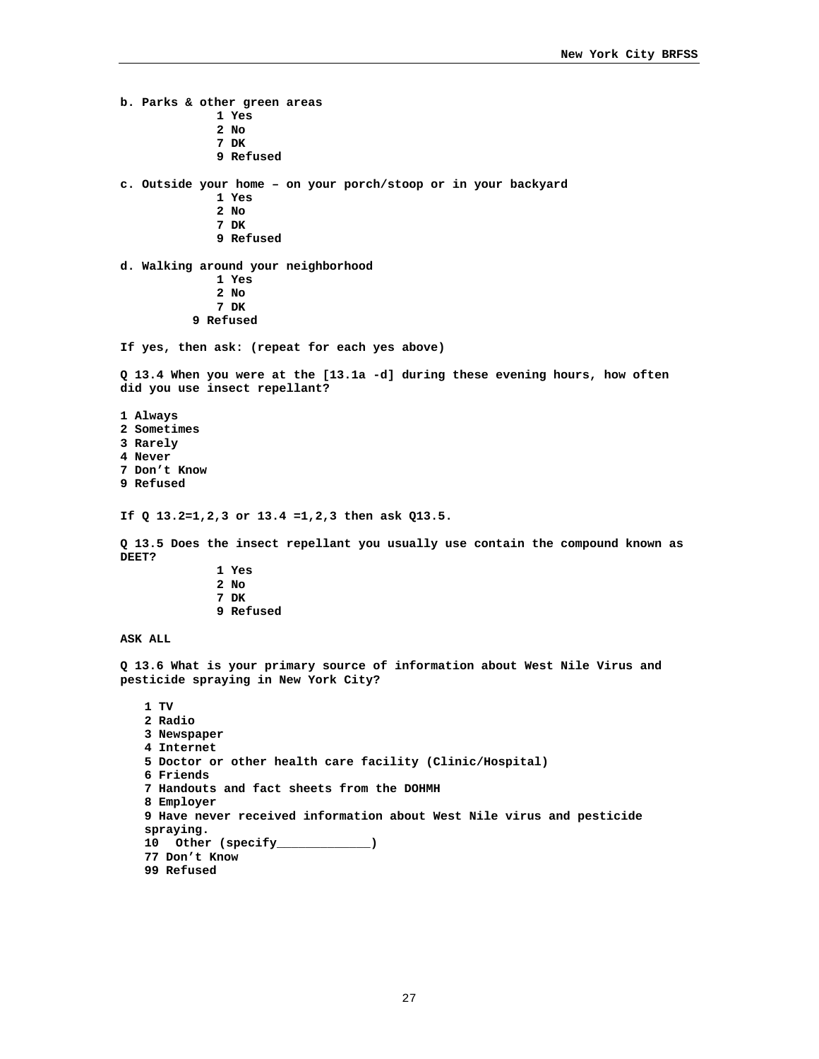**b. Parks & other green areas**

1 Yes
2 No
7 DK
9 Refused

**c. Outside your home – on your porch/stoop or in your backyard**

1 Yes
2 No
7 DK
9 Refused

**d. Walking around your neighborhood**

1 Yes
2 No
7 DK
9 Refused

**If yes, then ask: (repeat for each yes above)**

**Q 13.4 When you were at the [13.1a -d] during these evening hours, how often did you use insect repellant?**

1 Always
2 Sometimes
3 Rarely
4 Never
7 Don’t Know
9 Refused

**If Q 13.2=1,2,3 or 13.4 =1,2,3 then ask Q13.5.**

**Q 13.5 Does the insect repellant you usually use contain the compound known as DEET?**

1 Yes
2 No
7 DK
9 Refused

**ASK ALL**

**Q 13.6 What is your primary source of information about West Nile Virus and pesticide spraying in New York City?**

1 TV
2 Radio
3 Newspaper
4 Internet
5 Doctor or other health care facility (Clinic/Hospital)
6 Friends
7 Handouts and fact sheets from the DOHMH
8 Employer
9 Have never received information about West Nile virus and pesticide spraying.
10 Other (specify_____________)
77 Don’t Know
99 Refused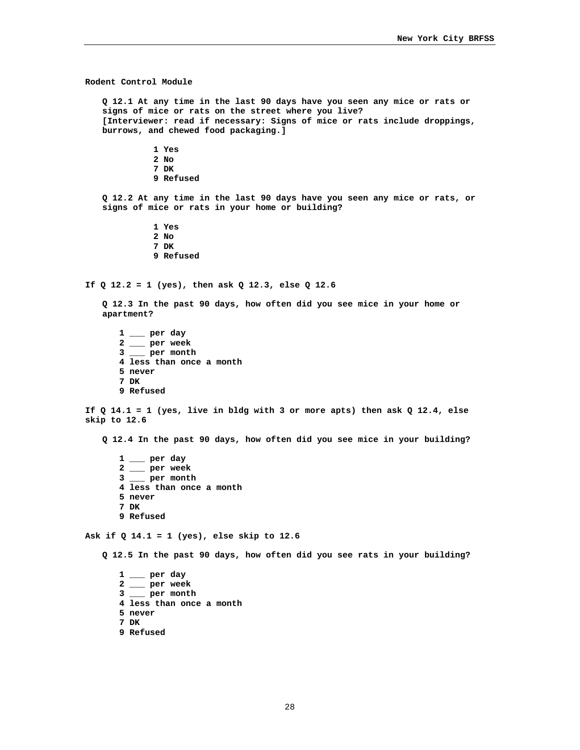**Rodent Control Module**

**Q 12.1 At any time in the last 90 days have you seen any mice or rats or signs of mice or rats on the street where you live?**
**[Interviewer: read if necessary: Signs of mice or rats include droppings, burrows, and chewed food packaging.]**

- 1 Yes
- 2 No
- 7 DK
- 9 Refused

**Q 12.2 At any time in the last 90 days have you seen any mice or rats, or signs of mice or rats in your home or building?**

- 1 Yes
- 2 No
- 7 DK
- 9 Refused

**If Q 12.2 = 1 (yes), then ask Q 12.3, else Q 12.6**

**Q 12.3 In the past 90 days, how often did you see mice in your home or apartment?**

- 1 ___ per day
- 2 ___ per week
- 3 ___ per month
- 4 less than once a month
- 5 never
- 7 DK
- 9 Refused

**If Q 14.1 = 1 (yes, live in bldg with 3 or more apts) then ask Q 12.4, else skip to 12.6**

**Q 12.4 In the past 90 days, how often did you see mice in your building?**

- 1 ___ per day
- 2 ___ per week
- 3 ___ per month
- 4 less than once a month
- 5 never
- 7 DK
- 9 Refused

**Ask if Q 14.1 = 1 (yes), else skip to 12.6**

**Q 12.5 In the past 90 days, how often did you see rats in your building?**

- 1 ___ per day
- 2 ___ per week
- 3 ___ per month
- 4 less than once a month
- 5 never
- 7 DK
- 9 Refused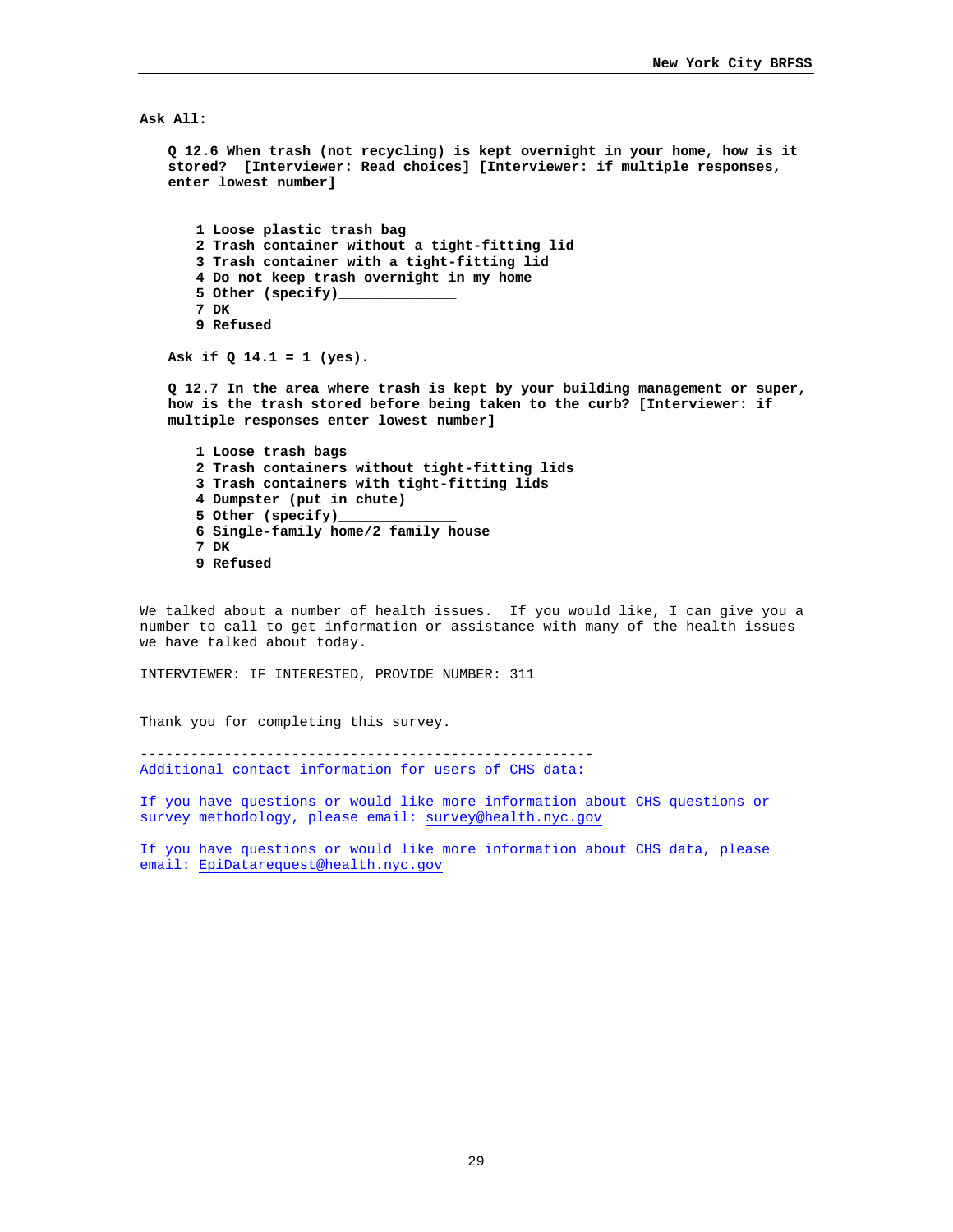**Ask All:**

**Q 12.6 When trash (not recycling) is kept overnight in your home, how is it stored? [Interviewer: Read choices] [Interviewer: if multiple responses, enter lowest number]**

**1 Loose plastic trash bag**
**2 Trash container without a tight-fitting lid**
**3 Trash container with a tight-fitting lid**
**4 Do not keep trash overnight in my home**
**5 Other (specify)______________**
**7 DK**
**9 Refused**

**Ask if Q 14.1 = 1 (yes).**

**Q 12.7 In the area where trash is kept by your building management or super, how is the trash stored before being taken to the curb? [Interviewer: if multiple responses enter lowest number]**

**1 Loose trash bags**
**2 Trash containers without tight-fitting lids**
**3 Trash containers with tight-fitting lids**
**4 Dumpster (put in chute)**
**5 Other (specify)______________**
**6 Single-family home/2 family house**
**7 DK**
**9 Refused**

We talked about a number of health issues. If you would like, I can give you a number to call to get information or assistance with many of the health issues we have talked about today.

INTERVIEWER: IF INTERESTED, PROVIDE NUMBER: 311

Thank you for completing this survey.

-----------------------------------------------------
Additional contact information for users of CHS data:

If you have questions or would like more information about CHS questions or survey methodology, please email: survey@health.nyc.gov

If you have questions or would like more information about CHS data, please email: EpiDatarequest@health.nyc.gov